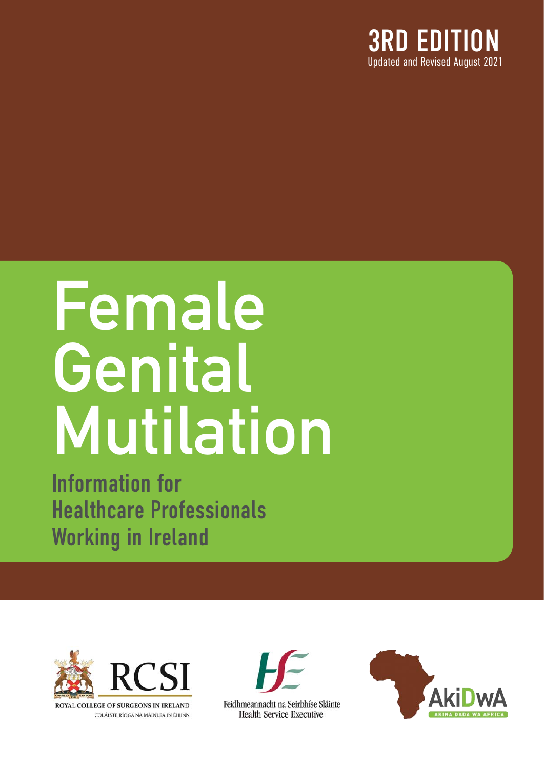**3RD EDITION**
Updated and Revised August 2021

# Female Genital Mutilation

## Information for Healthcare Professionals Working in Ireland

ROYAL COLLEGE OF SURGEONS IN IRELAND
COLÁISTE RÍOGA NA MÁINLEÁ IN ÉIRINN

Feidhmeannacht na Seirbhíse Sláinte
Health Service Executive

AkiDwA
AKINA DADA WA AFRICA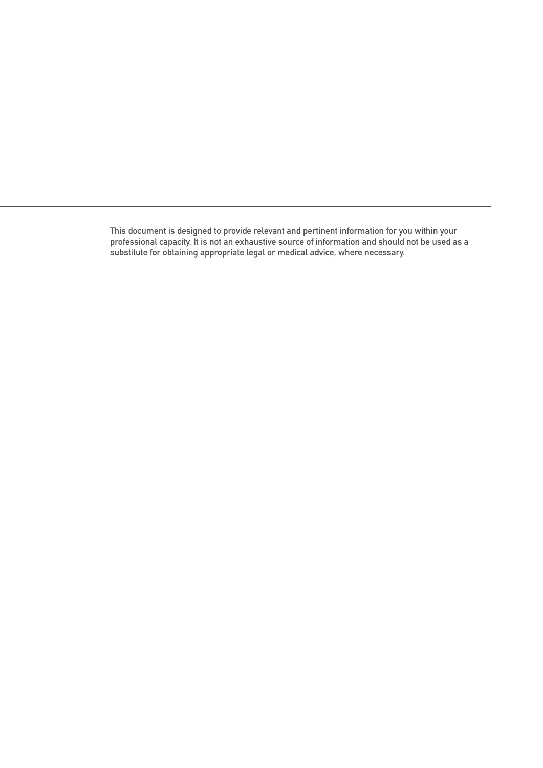This document is designed to provide relevant and pertinent information for you within your professional capacity. It is not an exhaustive source of information and should not be used as a substitute for obtaining appropriate legal or medical advice, where necessary.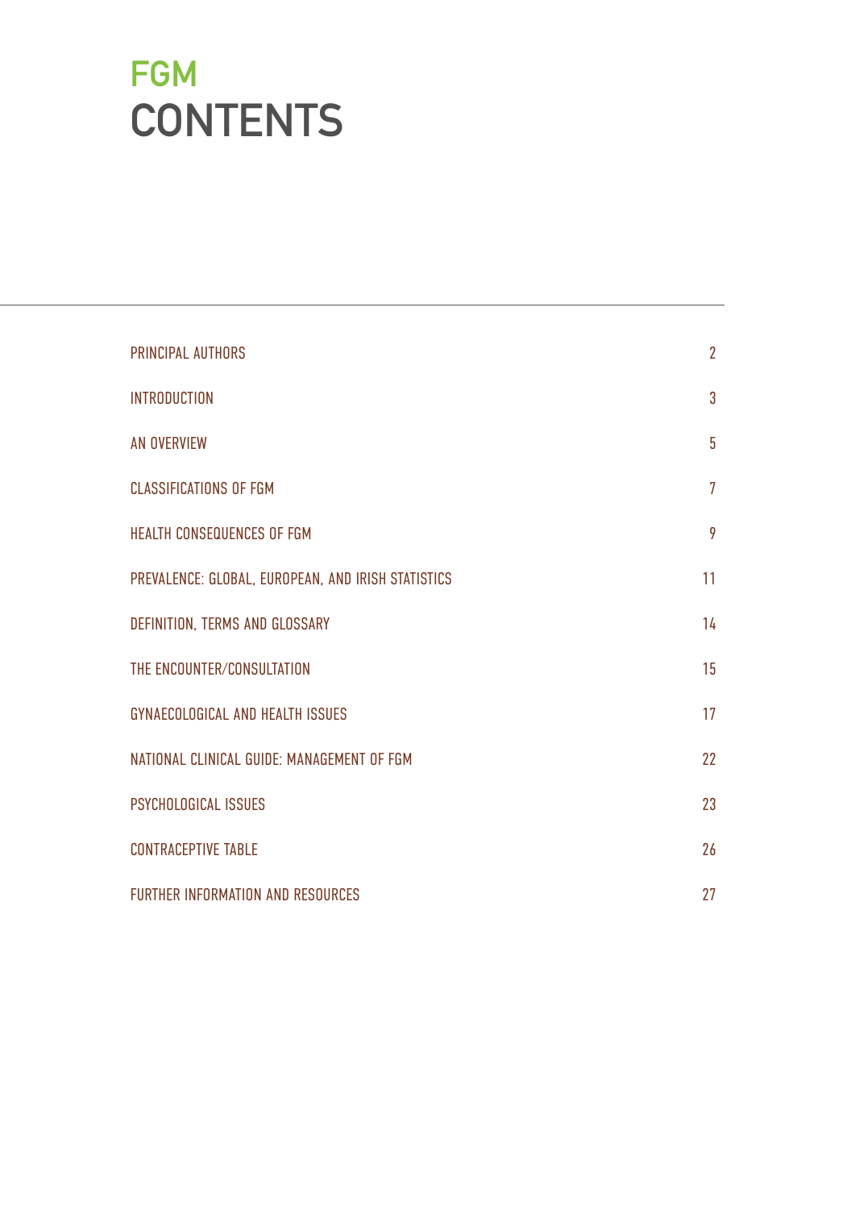# FGM CONTENTS

| | |
|---|---|
| PRINCIPAL AUTHORS | 2 |
| INTRODUCTION | 3 |
| AN OVERVIEW | 5 |
| CLASSIFICATIONS OF FGM | 7 |
| HEALTH CONSEQUENCES OF FGM | 9 |
| PREVALENCE: GLOBAL, EUROPEAN, AND IRISH STATISTICS | 11 |
| DEFINITION, TERMS AND GLOSSARY | 14 |
| THE ENCOUNTER/CONSULTATION | 15 |
| GYNAECOLOGICAL AND HEALTH ISSUES | 17 |
| NATIONAL CLINICAL GUIDE: MANAGEMENT OF FGM | 22 |
| PSYCHOLOGICAL ISSUES | 23 |
| CONTRACEPTIVE TABLE | 26 |
| FURTHER INFORMATION AND RESOURCES | 27 |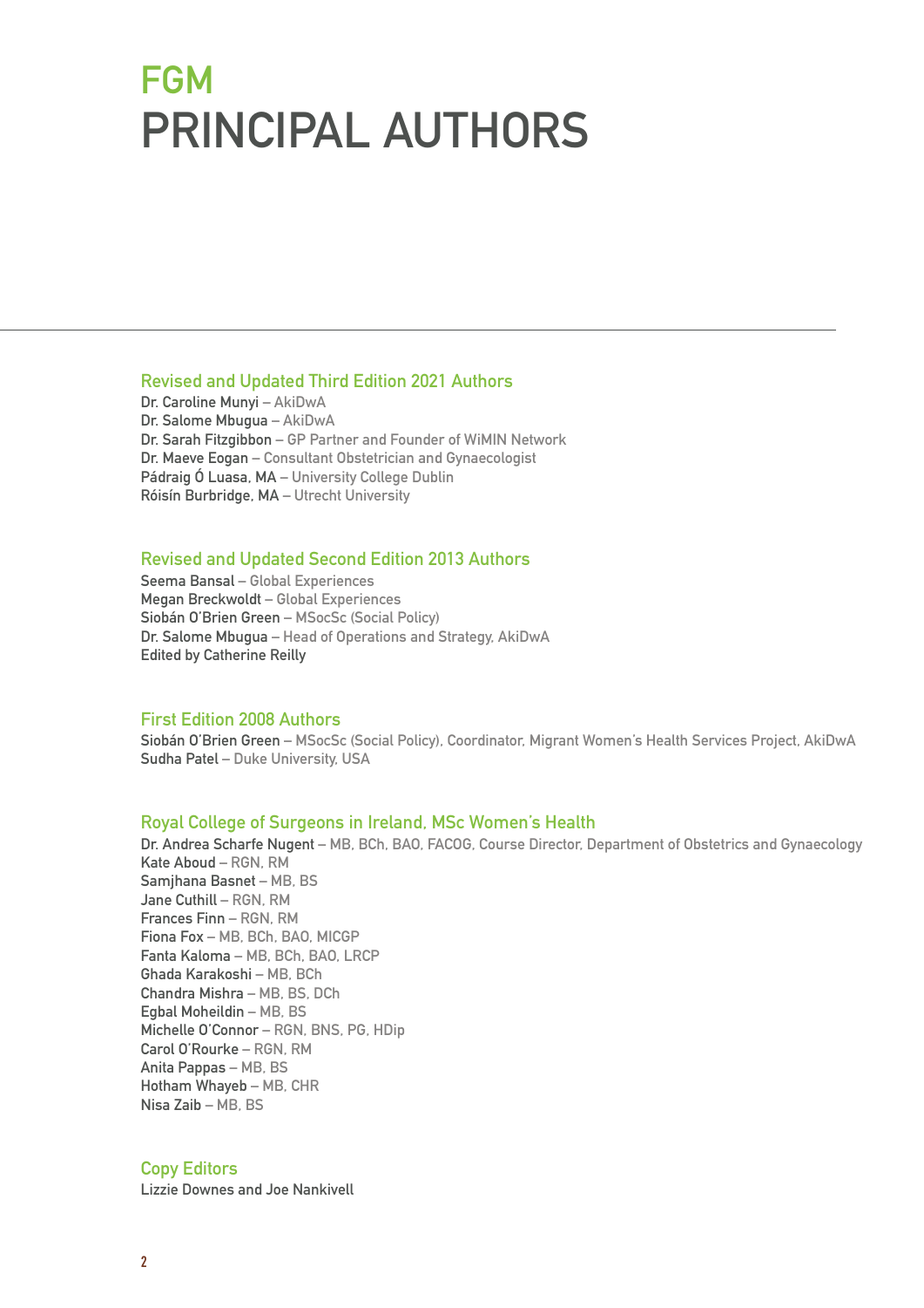# FGM
# PRINCIPAL AUTHORS

## Revised and Updated Third Edition 2021 Authors

Dr. Caroline Munyi – AkiDwA
Dr. Salome Mbugua – AkiDwA
Dr. Sarah Fitzgibbon – GP Partner and Founder of WiMIN Network
Dr. Maeve Eogan – Consultant Obstetrician and Gynaecologist
Pádraig Ó Luasa, MA – University College Dublin
Róisín Burbridge, MA – Utrecht University

## Revised and Updated Second Edition 2013 Authors

Seema Bansal – Global Experiences
Megan Breckwoldt – Global Experiences
Siobán O'Brien Green – MSocSc (Social Policy)
Dr. Salome Mbugua – Head of Operations and Strategy, AkiDwA
Edited by Catherine Reilly

## First Edition 2008 Authors

Siobán O'Brien Green – MSocSc (Social Policy), Coordinator, Migrant Women's Health Services Project, AkiDwA
Sudha Patel – Duke University, USA

## Royal College of Surgeons in Ireland, MSc Women's Health

Dr. Andrea Scharfe Nugent – MB, BCh, BAO, FACOG, Course Director, Department of Obstetrics and Gynaecology
Kate Aboud – RGN, RM
Samjhana Basnet – MB, BS
Jane Cuthill – RGN, RM
Frances Finn – RGN, RM
Fiona Fox – MB, BCh, BAO, MICGP
Fanta Kaloma – MB, BCh, BAO, LRCP
Ghada Karakoshi – MB, BCh
Chandra Mishra – MB, BS, DCh
Egbal Moheildin – MB, BS
Michelle O'Connor – RGN, BNS, PG, HDip
Carol O'Rourke – RGN, RM
Anita Pappas – MB, BS
Hotham Whayeb – MB, CHR
Nisa Zaib – MB, BS

## Copy Editors

Lizzie Downes and Joe Nankivell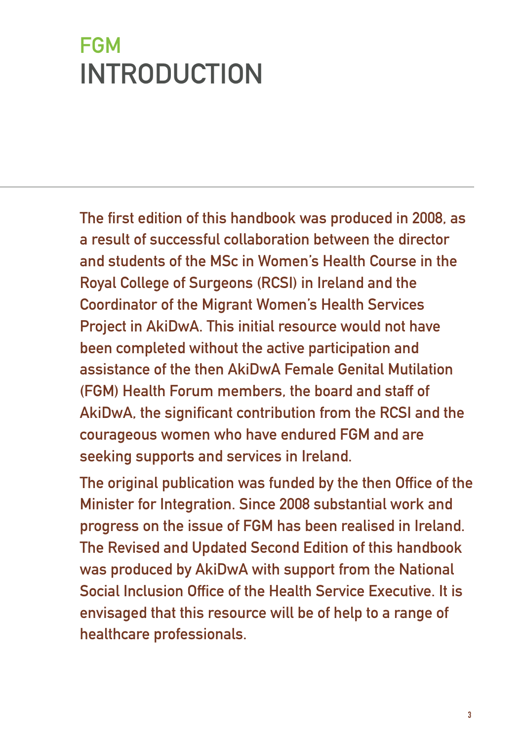# FGM
# INTRODUCTION

The first edition of this handbook was produced in 2008, as a result of successful collaboration between the director and students of the MSc in Women's Health Course in the Royal College of Surgeons (RCSI) in Ireland and the Coordinator of the Migrant Women's Health Services Project in AkiDwA. This initial resource would not have been completed without the active participation and assistance of the then AkiDwA Female Genital Mutilation (FGM) Health Forum members, the board and staff of AkiDwA, the significant contribution from the RCSI and the courageous women who have endured FGM and are seeking supports and services in Ireland.

The original publication was funded by the then Office of the Minister for Integration. Since 2008 substantial work and progress on the issue of FGM has been realised in Ireland. The Revised and Updated Second Edition of this handbook was produced by AkiDwA with support from the National Social Inclusion Office of the Health Service Executive. It is envisaged that this resource will be of help to a range of healthcare professionals.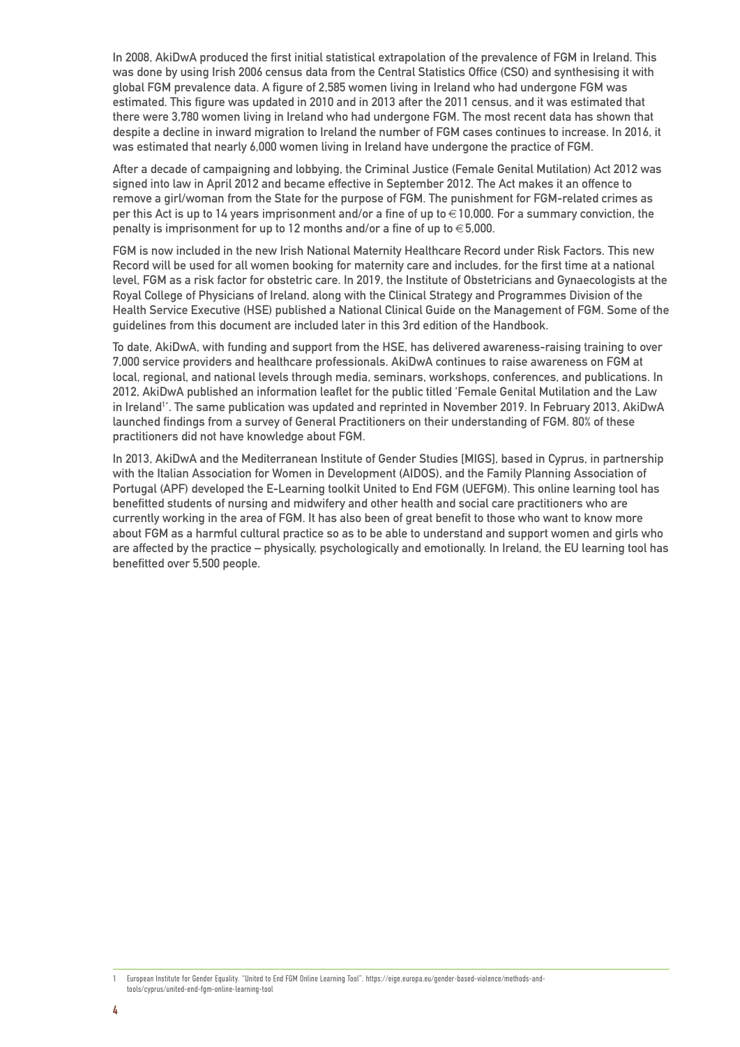In 2008, AkiDwA produced the first initial statistical extrapolation of the prevalence of FGM in Ireland. This was done by using Irish 2006 census data from the Central Statistics Office (CSO) and synthesising it with global FGM prevalence data. A figure of 2,585 women living in Ireland who had undergone FGM was estimated. This figure was updated in 2010 and in 2013 after the 2011 census, and it was estimated that there were 3,780 women living in Ireland who had undergone FGM. The most recent data has shown that despite a decline in inward migration to Ireland the number of FGM cases continues to increase. In 2016, it was estimated that nearly 6,000 women living in Ireland have undergone the practice of FGM.

After a decade of campaigning and lobbying, the Criminal Justice (Female Genital Mutilation) Act 2012 was signed into law in April 2012 and became effective in September 2012. The Act makes it an offence to remove a girl/woman from the State for the purpose of FGM. The punishment for FGM-related crimes as per this Act is up to 14 years imprisonment and/or a fine of up to €10,000. For a summary conviction, the penalty is imprisonment for up to 12 months and/or a fine of up to €5,000.

FGM is now included in the new Irish National Maternity Healthcare Record under Risk Factors. This new Record will be used for all women booking for maternity care and includes, for the first time at a national level, FGM as a risk factor for obstetric care. In 2019, the Institute of Obstetricians and Gynaecologists at the Royal College of Physicians of Ireland, along with the Clinical Strategy and Programmes Division of the Health Service Executive (HSE) published a National Clinical Guide on the Management of FGM. Some of the guidelines from this document are included later in this 3rd edition of the Handbook.

To date, AkiDwA, with funding and support from the HSE, has delivered awareness-raising training to over 7,000 service providers and healthcare professionals. AkiDwA continues to raise awareness on FGM at local, regional, and national levels through media, seminars, workshops, conferences, and publications. In 2012, AkiDwA published an information leaflet for the public titled 'Female Genital Mutilation and the Law in Ireland[1]'. The same publication was updated and reprinted in November 2019. In February 2013, AkiDwA launched findings from a survey of General Practitioners on their understanding of FGM. 80% of these practitioners did not have knowledge about FGM.

In 2013, AkiDwA and the Mediterranean Institute of Gender Studies [MIGS], based in Cyprus, in partnership with the Italian Association for Women in Development (AIDOS), and the Family Planning Association of Portugal (APF) developed the E-Learning toolkit United to End FGM (UEFGM). This online learning tool has benefitted students of nursing and midwifery and other health and social care practitioners who are currently working in the area of FGM. It has also been of great benefit to those who want to know more about FGM as a harmful cultural practice so as to be able to understand and support women and girls who are affected by the practice – physically, psychologically and emotionally. In Ireland, the EU learning tool has benefitted over 5,500 people.

---

1 European Institute for Gender Equality. "United to End FGM Online Learning Tool". https://eige.europa.eu/gender-based-violence/methods-and-tools/cyprus/united-end-fgm-online-learning-tool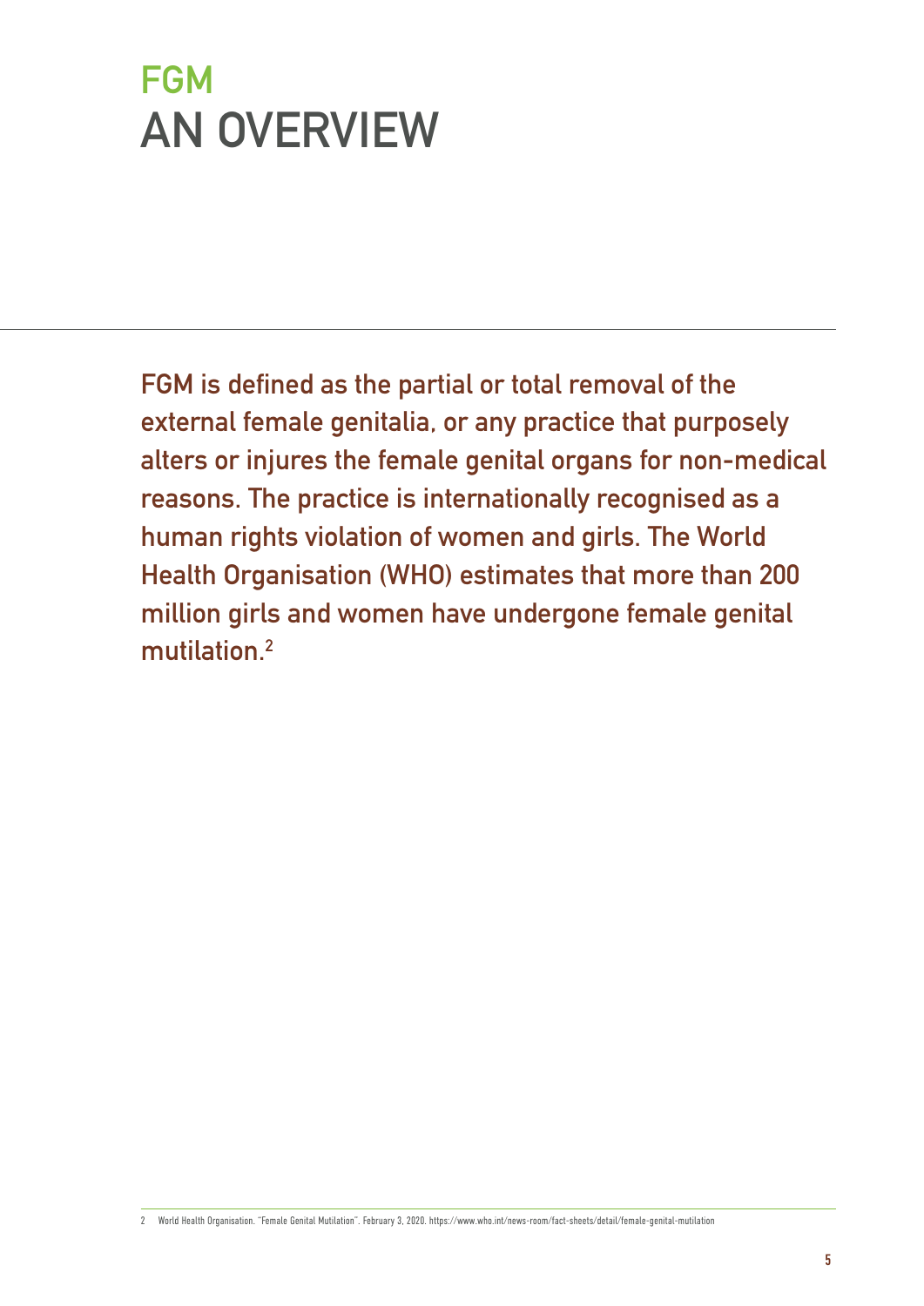# FGM
# AN OVERVIEW

**FGM is defined as the partial or total removal of the external female genitalia, or any practice that purposely alters or injures the female genital organs for non-medical reasons. The practice is internationally recognised as a human rights violation of women and girls. The World Health Organisation (WHO) estimates that more than 200 million girls and women have undergone female genital mutilation.[2]**

2 World Health Organisation. "Female Genital Mutilation". February 3, 2020. https://www.who.int/news-room/fact-sheets/detail/female-genital-mutilation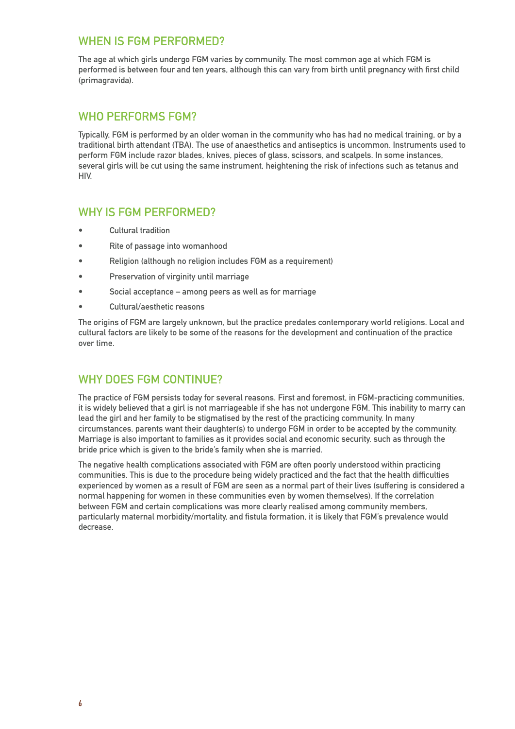## WHEN IS FGM PERFORMED?

The age at which girls undergo FGM varies by community. The most common age at which FGM is performed is between four and ten years, although this can vary from birth until pregnancy with first child (primagravida).

## WHO PERFORMS FGM?

Typically, FGM is performed by an older woman in the community who has had no medical training, or by a traditional birth attendant (TBA). The use of anaesthetics and antiseptics is uncommon. Instruments used to perform FGM include razor blades, knives, pieces of glass, scissors, and scalpels. In some instances, several girls will be cut using the same instrument, heightening the risk of infections such as tetanus and HIV.

## WHY IS FGM PERFORMED?

- Cultural tradition
- Rite of passage into womanhood
- Religion (although no religion includes FGM as a requirement)
- Preservation of virginity until marriage
- Social acceptance – among peers as well as for marriage
- Cultural/aesthetic reasons

The origins of FGM are largely unknown, but the practice predates contemporary world religions. Local and cultural factors are likely to be some of the reasons for the development and continuation of the practice over time.

## WHY DOES FGM CONTINUE?

The practice of FGM persists today for several reasons. First and foremost, in FGM-practicing communities, it is widely believed that a girl is not marriageable if she has not undergone FGM. This inability to marry can lead the girl and her family to be stigmatised by the rest of the practicing community. In many circumstances, parents want their daughter(s) to undergo FGM in order to be accepted by the community. Marriage is also important to families as it provides social and economic security, such as through the bride price which is given to the bride's family when she is married.

The negative health complications associated with FGM are often poorly understood within practicing communities. This is due to the procedure being widely practiced and the fact that the health difficulties experienced by women as a result of FGM are seen as a normal part of their lives (suffering is considered a normal happening for women in these communities even by women themselves). If the correlation between FGM and certain complications was more clearly realised among community members, particularly maternal morbidity/mortality, and fistula formation, it is likely that FGM's prevalence would decrease.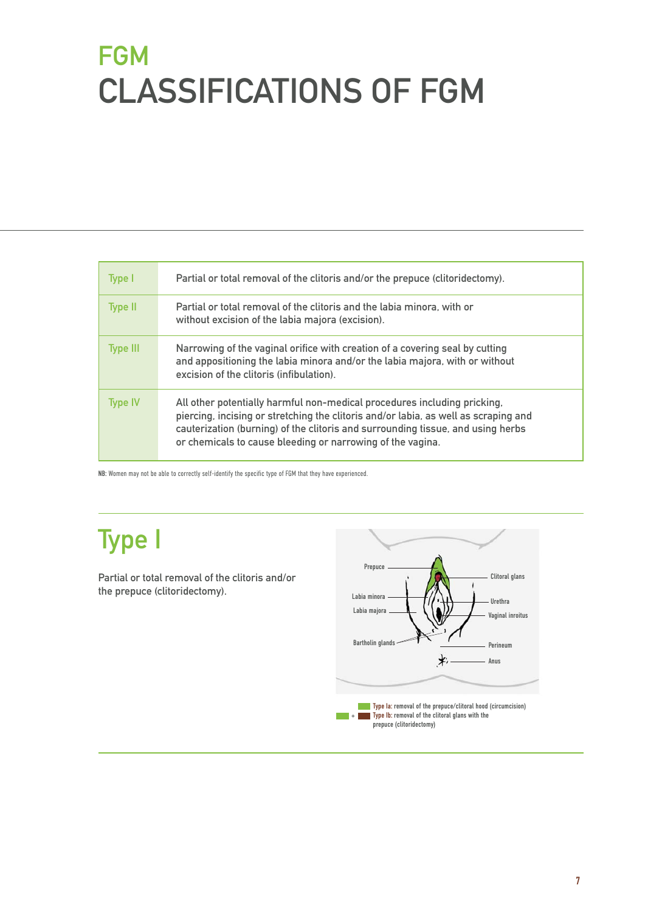# FGM
# CLASSIFICATIONS OF FGM

| | |
|---|---|
| Type I | Partial or total removal of the clitoris and/or the prepuce (clitoridectomy). |
| Type II | Partial or total removal of the clitoris and the labia minora, with or without excision of the labia majora (excision). |
| Type III | Narrowing of the vaginal orifice with creation of a covering seal by cutting and appositioning the labia minora and/or the labia majora, with or without excision of the clitoris (infibulation). |
| Type IV | All other potentially harmful non-medical procedures including pricking, piercing, incising or stretching the clitoris and/or labia, as well as scraping and cauterization (burning) of the clitoris and surrounding tissue, and using herbs or chemicals to cause bleeding or narrowing of the vagina. |

**NB:** Women may not be able to correctly self-identify the specific type of FGM that they have experienced.

## Type I

Partial or total removal of the clitoris and/or the prepuce (clitoridectomy).

Prepuce, Clitoral glans, Labia minora, Urethra, Labia majora, Vaginal inroitus, Bartholin glands, Perineum, Anus

Type Ia: removal of the prepuce/clitoral hood (circumcision)

+ Type Ib: removal of the clitoral glans with the prepuce (clitoridectomy)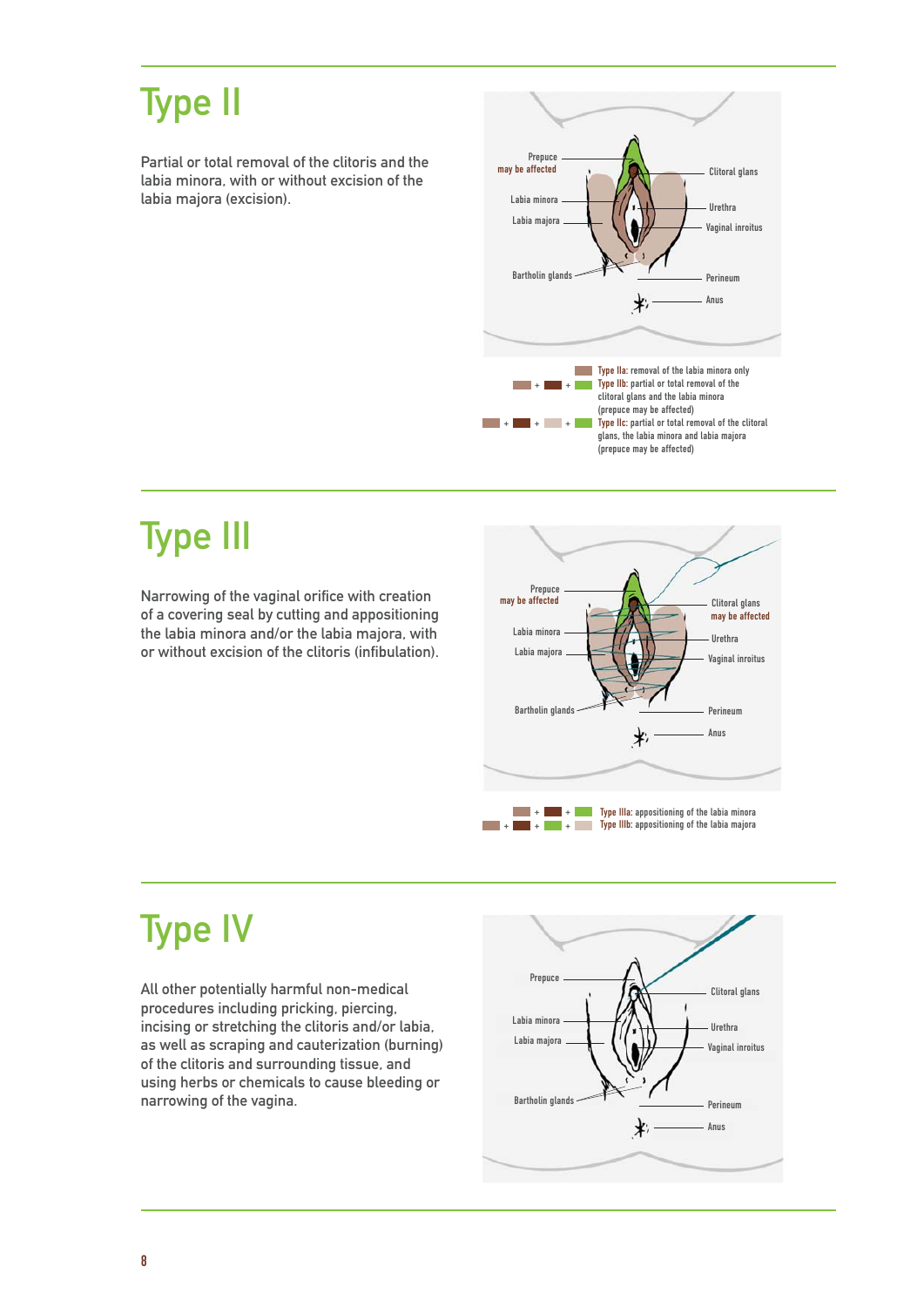# Type II

Partial or total removal of the clitoris and the labia minora, with or without excision of the labia majora (excision).

Prepuce
may be affected

Clitoral glans

Labia minora

Urethra

Labia majora

Vaginal inroitus

Bartholin glands

Perineum

Anus

Type IIa: removal of the labia minora only

Type IIb: partial or total removal of the clitoral glans and the labia minora (prepuce may be affected)

Type IIc: partial or total removal of the clitoral glans, the labia minora and labia majora (prepuce may be affected)

# Type III

Narrowing of the vaginal orifice with creation of a covering seal by cutting and appositioning the labia minora and/or the labia majora, with or without excision of the clitoris (infibulation).

Prepuce
may be affected

Clitoral glans
may be affected

Labia minora

Urethra

Labia majora

Vaginal inroitus

Bartholin glands

Perineum

Anus

Type IIIa: appositioning of the labia minora

Type IIIb: appositioning of the labia majora

# Type IV

All other potentially harmful non-medical procedures including pricking, piercing, incising or stretching the clitoris and/or labia, as well as scraping and cauterization (burning) of the clitoris and surrounding tissue, and using herbs or chemicals to cause bleeding or narrowing of the vagina.

Prepuce

Clitoral glans

Labia minora

Urethra

Labia majora

Vaginal inroitus

Bartholin glands

Perineum

Anus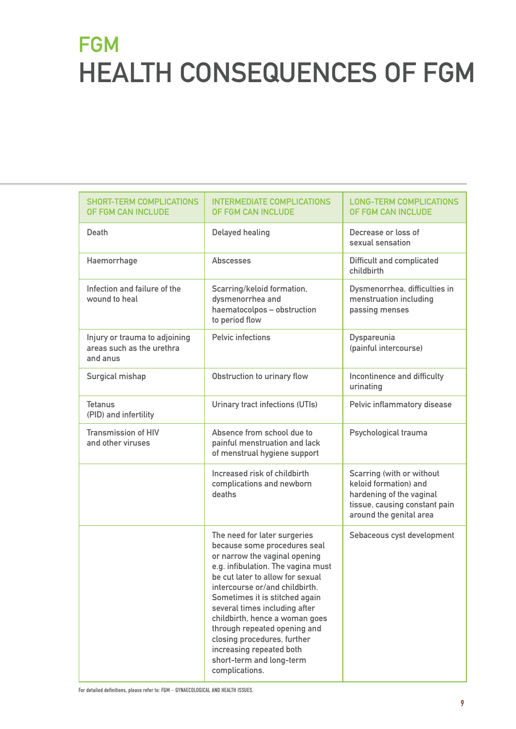# FGM

# HEALTH CONSEQUENCES OF FGM

| SHORT-TERM COMPLICATIONS OF FGM CAN INCLUDE | INTERMEDIATE COMPLICATIONS OF FGM CAN INCLUDE | LONG-TERM COMPLICATIONS OF FGM CAN INCLUDE |
|---|---|---|
| Death | Delayed healing | Decrease or loss of sexual sensation |
| Haemorrhage | Abscesses | Difficult and complicated childbirth |
| Infection and failure of the wound to heal | Scarring/keloid formation, dysmenorrhea and haematocolpos – obstruction to period flow | Dysmenorrhea, difficulties in menstruation including passing menses |
| Injury or trauma to adjoining areas such as the urethra and anus | Pelvic infections | Dyspareunia (painful intercourse) |
| Surgical mishap | Obstruction to urinary flow | Incontinence and difficulty urinating |
| Tetanus (PID) and infertility | Urinary tract infections (UTIs) | Pelvic inflammatory disease |
| Transmission of HIV and other viruses | Absence from school due to painful menstruation and lack of menstrual hygiene support | Psychological trauma |
| | Increased risk of childbirth complications and newborn deaths | Scarring (with or without keloid formation) and hardening of the vaginal tissue, causing constant pain around the genital area |
| | The need for later surgeries because some procedures seal or narrow the vaginal opening e.g. infibulation. The vagina must be cut later to allow for sexual intercourse or/and childbirth. Sometimes it is stitched again several times including after childbirth, hence a woman goes through repeated opening and closing procedures, further increasing repeated both short-term and long-term complications. | Sebaceous cyst development |

For detailed definitions, please refer to: FGM – GYNAECOLOGICAL AND HEALTH ISSUES.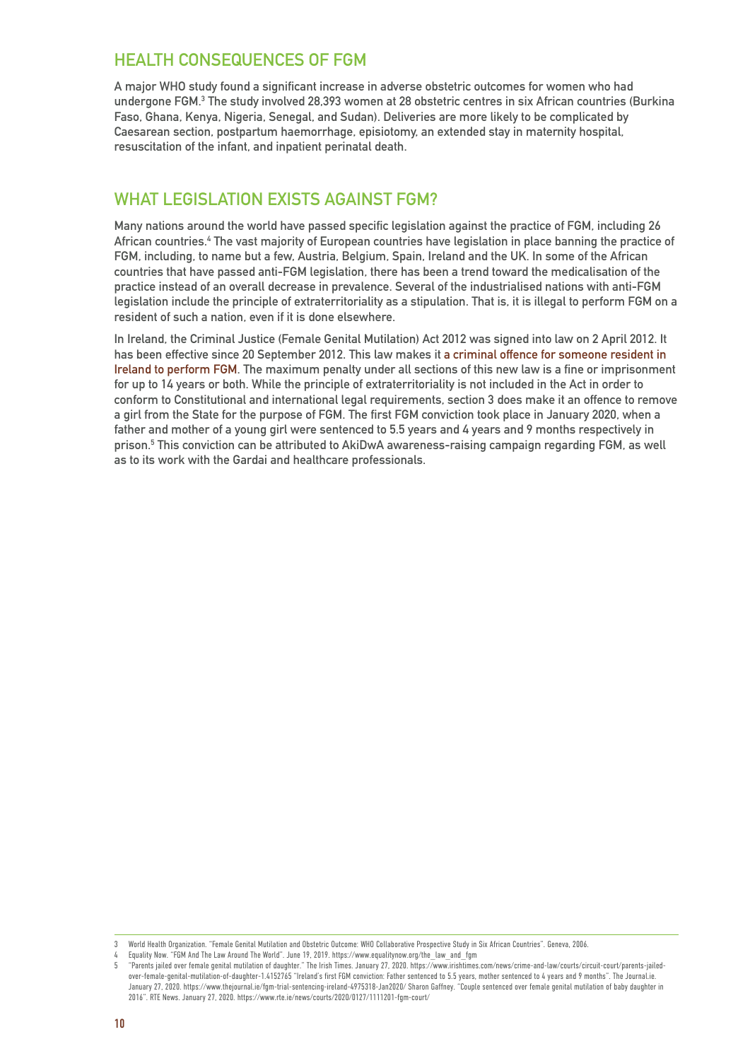## HEALTH CONSEQUENCES OF FGM

A major WHO study found a significant increase in adverse obstetric outcomes for women who had undergone FGM.[3] The study involved 28,393 women at 28 obstetric centres in six African countries (Burkina Faso, Ghana, Kenya, Nigeria, Senegal, and Sudan). Deliveries are more likely to be complicated by Caesarean section, postpartum haemorrhage, episiotomy, an extended stay in maternity hospital, resuscitation of the infant, and inpatient perinatal death.

## WHAT LEGISLATION EXISTS AGAINST FGM?

Many nations around the world have passed specific legislation against the practice of FGM, including 26 African countries.[4] The vast majority of European countries have legislation in place banning the practice of FGM, including, to name but a few, Austria, Belgium, Spain, Ireland and the UK. In some of the African countries that have passed anti-FGM legislation, there has been a trend toward the medicalisation of the practice instead of an overall decrease in prevalence. Several of the industrialised nations with anti-FGM legislation include the principle of extraterritoriality as a stipulation. That is, it is illegal to perform FGM on a resident of such a nation, even if it is done elsewhere.

In Ireland, the Criminal Justice (Female Genital Mutilation) Act 2012 was signed into law on 2 April 2012. It has been effective since 20 September 2012. This law makes it a criminal offence for someone resident in Ireland to perform FGM. The maximum penalty under all sections of this new law is a fine or imprisonment for up to 14 years or both. While the principle of extraterritoriality is not included in the Act in order to conform to Constitutional and international legal requirements, section 3 does make it an offence to remove a girl from the State for the purpose of FGM. The first FGM conviction took place in January 2020, when a father and mother of a young girl were sentenced to 5.5 years and 4 years and 9 months respectively in prison.[5] This conviction can be attributed to AkiDwA awareness-raising campaign regarding FGM, as well as to its work with the Gardai and healthcare professionals.

---

3 World Health Organization. "Female Genital Mutilation and Obstetric Outcome: WHO Collaborative Prospective Study in Six African Countries". Geneva, 2006.

4 Equality Now. "FGM And The Law Around The World". June 19, 2019. https://www.equalitynow.org/the_law_and_fgm

5 "Parents jailed over female genital mutilation of daughter." The Irish Times. January 27, 2020. https://www.irishtimes.com/news/crime-and-law/courts/circuit-court/parents-jailed-over-female-genital-mutilation-of-daughter-1.4152765 "Ireland's first FGM conviction: Father sentenced to 5.5 years, mother sentenced to 4 years and 9 months". The Journal.ie. January 27, 2020. https://www.thejournal.ie/fgm-trial-sentencing-ireland-4975318-Jan2020/ Sharon Gaffney. "Couple sentenced over female genital mutilation of baby daughter in 2016". RTE News. January 27, 2020. https://www.rte.ie/news/courts/2020/0127/1111201-fgm-court/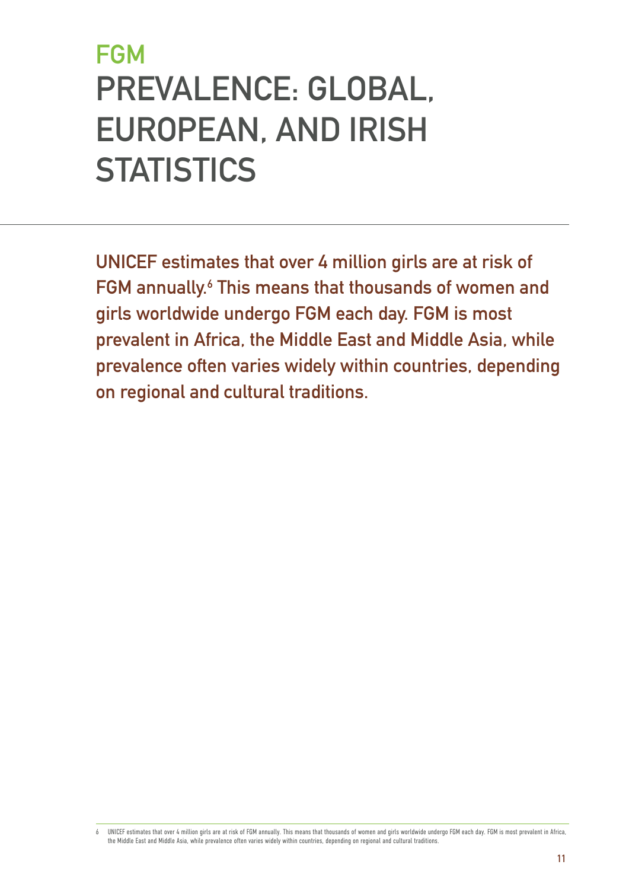# FGM

# PREVALENCE: GLOBAL, EUROPEAN, AND IRISH STATISTICS

**UNICEF estimates that over 4 million girls are at risk of FGM annually.[6] This means that thousands of women and girls worldwide undergo FGM each day. FGM is most prevalent in Africa, the Middle East and Middle Asia, while prevalence often varies widely within countries, depending on regional and cultural traditions.**

6 UNICEF estimates that over 4 million girls are at risk of FGM annually. This means that thousands of women and girls worldwide undergo FGM each day. FGM is most prevalent in Africa, the Middle East and Middle Asia, while prevalence often varies widely within countries, depending on regional and cultural traditions.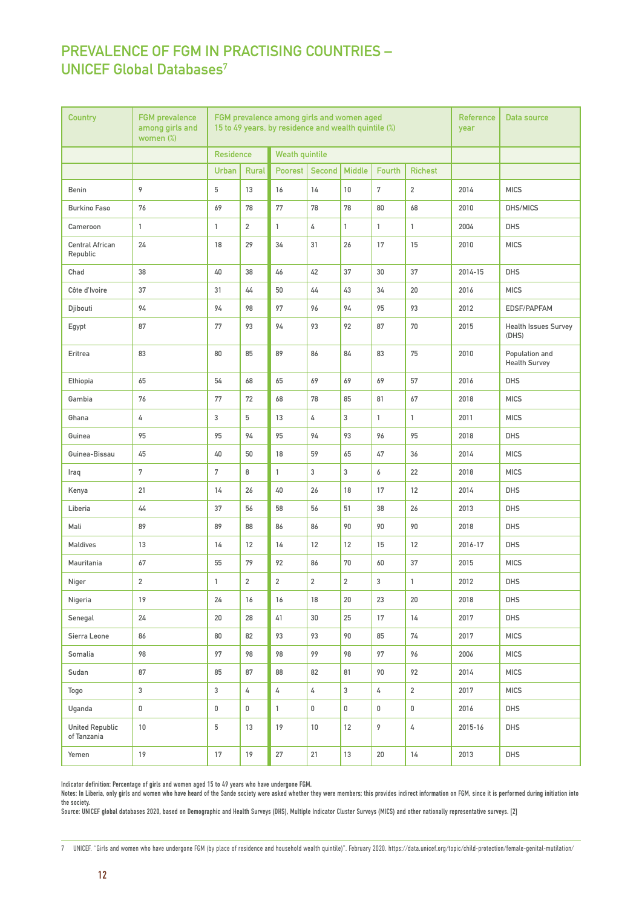## PREVALENCE OF FGM IN PRACTISING COUNTRIES – UNICEF Global Databases[7]

| Country | FGM prevalence among girls and women (%) | FGM prevalence among girls and women aged 15 to 49 years, by residence and wealth quintile (%) | | | | | | | Reference year | Data source |
|---|---|---|---|---|---|---|---|---|---|---|
| | | Residence | | Weath quintile | | | | | | |
| | | Urban | Rural | Poorest | Second | Middle | Fourth | Richest | | |
| Benin | 9 | 5 | 13 | 16 | 14 | 10 | 7 | 2 | 2014 | MICS |
| Burkino Faso | 76 | 69 | 78 | 77 | 78 | 78 | 80 | 68 | 2010 | DHS/MICS |
| Cameroon | 1 | 1 | 2 | 1 | 4 | 1 | 1 | 1 | 2004 | DHS |
| Central African Republic | 24 | 18 | 29 | 34 | 31 | 26 | 17 | 15 | 2010 | MICS |
| Chad | 38 | 40 | 38 | 46 | 42 | 37 | 30 | 37 | 2014-15 | DHS |
| Côte d'Ivoire | 37 | 31 | 44 | 50 | 44 | 43 | 34 | 20 | 2016 | MICS |
| Djibouti | 94 | 94 | 98 | 97 | 96 | 94 | 95 | 93 | 2012 | EDSF/PAPFAM |
| Egypt | 87 | 77 | 93 | 94 | 93 | 92 | 87 | 70 | 2015 | Health Issues Survey (DHS) |
| Eritrea | 83 | 80 | 85 | 89 | 86 | 84 | 83 | 75 | 2010 | Population and Health Survey |
| Ethiopia | 65 | 54 | 68 | 65 | 69 | 69 | 69 | 57 | 2016 | DHS |
| Gambia | 76 | 77 | 72 | 68 | 78 | 85 | 81 | 67 | 2018 | MICS |
| Ghana | 4 | 3 | 5 | 13 | 4 | 3 | 1 | 1 | 2011 | MICS |
| Guinea | 95 | 95 | 94 | 95 | 94 | 93 | 96 | 95 | 2018 | DHS |
| Guinea-Bissau | 45 | 40 | 50 | 18 | 59 | 65 | 47 | 36 | 2014 | MICS |
| Iraq | 7 | 7 | 8 | 1 | 3 | 3 | 6 | 22 | 2018 | MICS |
| Kenya | 21 | 14 | 26 | 40 | 26 | 18 | 17 | 12 | 2014 | DHS |
| Liberia | 44 | 37 | 56 | 58 | 56 | 51 | 38 | 26 | 2013 | DHS |
| Mali | 89 | 89 | 88 | 86 | 86 | 90 | 90 | 90 | 2018 | DHS |
| Maldives | 13 | 14 | 12 | 14 | 12 | 12 | 15 | 12 | 2016-17 | DHS |
| Mauritania | 67 | 55 | 79 | 92 | 86 | 70 | 60 | 37 | 2015 | MICS |
| Niger | 2 | 1 | 2 | 2 | 2 | 2 | 3 | 1 | 2012 | DHS |
| Nigeria | 19 | 24 | 16 | 16 | 18 | 20 | 23 | 20 | 2018 | DHS |
| Senegal | 24 | 20 | 28 | 41 | 30 | 25 | 17 | 14 | 2017 | DHS |
| Sierra Leone | 86 | 80 | 82 | 93 | 93 | 90 | 85 | 74 | 2017 | MICS |
| Somalia | 98 | 97 | 98 | 98 | 99 | 98 | 97 | 96 | 2006 | MICS |
| Sudan | 87 | 85 | 87 | 88 | 82 | 81 | 90 | 92 | 2014 | MICS |
| Togo | 3 | 3 | 4 | 4 | 4 | 3 | 4 | 2 | 2017 | MICS |
| Uganda | 0 | 0 | 0 | 1 | 0 | 0 | 0 | 0 | 2016 | DHS |
| United Republic of Tanzania | 10 | 5 | 13 | 19 | 10 | 12 | 9 | 4 | 2015-16 | DHS |
| Yemen | 19 | 17 | 19 | 27 | 21 | 13 | 20 | 14 | 2013 | DHS |

**Indicator definition: Percentage of girls and women aged 15 to 49 years who have undergone FGM.**
**Notes: In Liberia, only girls and women who have heard of the Sande society were asked whether they were members; this provides indirect information on FGM, since it is performed during initiation into the society.**
**Source: UNICEF global databases 2020, based on Demographic and Health Surveys (DHS), Multiple Indicator Cluster Surveys (MICS) and other nationally representative surveys. [2]**

7 UNICEF. "Girls and women who have undergone FGM (by place of residence and household wealth quintile)". February 2020. https://data.unicef.org/topic/child-protection/female-genital-mutilation/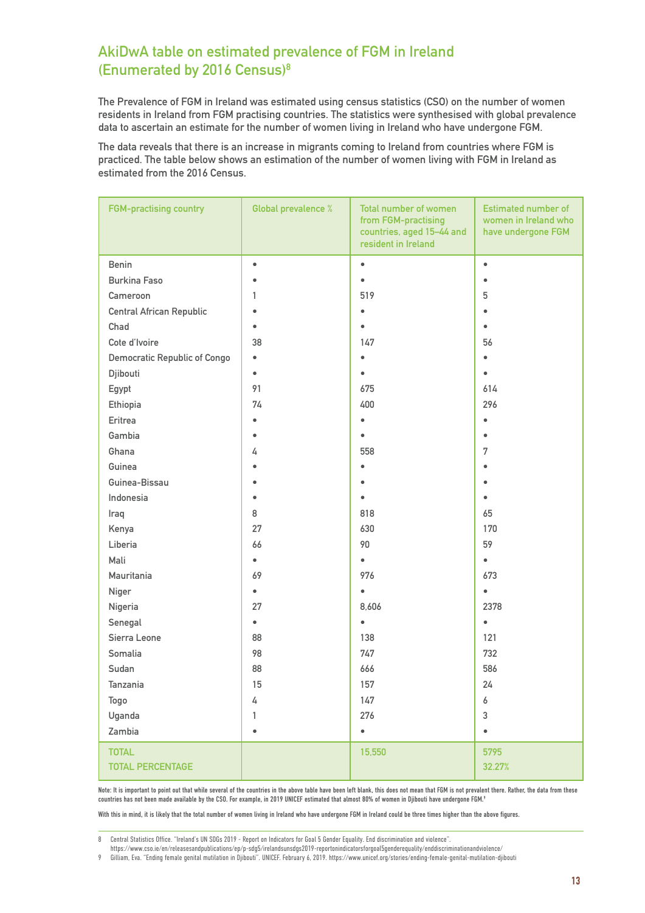## AkiDwA table on estimated prevalence of FGM in Ireland (Enumerated by 2016 Census)[8]

The Prevalence of FGM in Ireland was estimated using census statistics (CSO) on the number of women residents in Ireland from FGM practising countries. The statistics were synthesised with global prevalence data to ascertain an estimate for the number of women living in Ireland who have undergone FGM.

The data reveals that there is an increase in migrants coming to Ireland from countries where FGM is practiced. The table below shows an estimation of the number of women living with FGM in Ireland as estimated from the 2016 Census.

| FGM-practising country | Global prevalence % | Total number of women from FGM-practising countries, aged 15–44 and resident in Ireland | Estimated number of women in Ireland who have undergone FGM |
|---|---|---|---|
| Benin | • | • | • |
| Burkina Faso | • | • | • |
| Cameroon | 1 | 519 | 5 |
| Central African Republic | • | • | • |
| Chad | • | • | • |
| Cote d'Ivoire | 38 | 147 | 56 |
| Democratic Republic of Congo | • | • | • |
| Djibouti | • | • | • |
| Egypt | 91 | 675 | 614 |
| Ethiopia | 74 | 400 | 296 |
| Eritrea | • | • | • |
| Gambia | • | • | • |
| Ghana | 4 | 558 | 7 |
| Guinea | • | • | • |
| Guinea-Bissau | • | • | • |
| Indonesia | • | • | • |
| Iraq | 8 | 818 | 65 |
| Kenya | 27 | 630 | 170 |
| Liberia | 66 | 90 | 59 |
| Mali | • | • | • |
| Mauritania | 69 | 976 | 673 |
| Niger | • | • | • |
| Nigeria | 27 | 8,606 | 2378 |
| Senegal | • | • | • |
| Sierra Leone | 88 | 138 | 121 |
| Somalia | 98 | 747 | 732 |
| Sudan | 88 | 666 | 586 |
| Tanzania | 15 | 157 | 24 |
| Togo | 4 | 147 | 6 |
| Uganda | 1 | 276 | 3 |
| Zambia | • | • | • |
| TOTAL | | 15,550 | 5795 |
| TOTAL PERCENTAGE | | | 32.27% |

**Note: It is important to point out that while several of the countries in the above table have been left blank, this does not mean that FGM is not prevalent there. Rather, the data from these countries has not been made available by the CSO. For example, in 2019 UNICEF estimated that almost 80% of women in Djibouti have undergone FGM.[9]**

**With this in mind, it is likely that the total number of women living in Ireland who have undergone FGM in Ireland could be three times higher than the above figures.**

---

8 Central Statistics Office. "Ireland's UN SDGs 2019 - Report on Indicators for Goal 5 Gender Equality. End discrimination and violence". https://www.cso.ie/en/releasesandpublications/ep/p-sdg5/irelandsunsdgs2019-reportonindicatorsforgoal5genderequality/enddiscriminationandviolence/

9 Gilliam, Eva. "Ending female genital mutilation in Djibouti". UNICEF. February 6, 2019. https://www.unicef.org/stories/ending-female-genital-mutilation-djibouti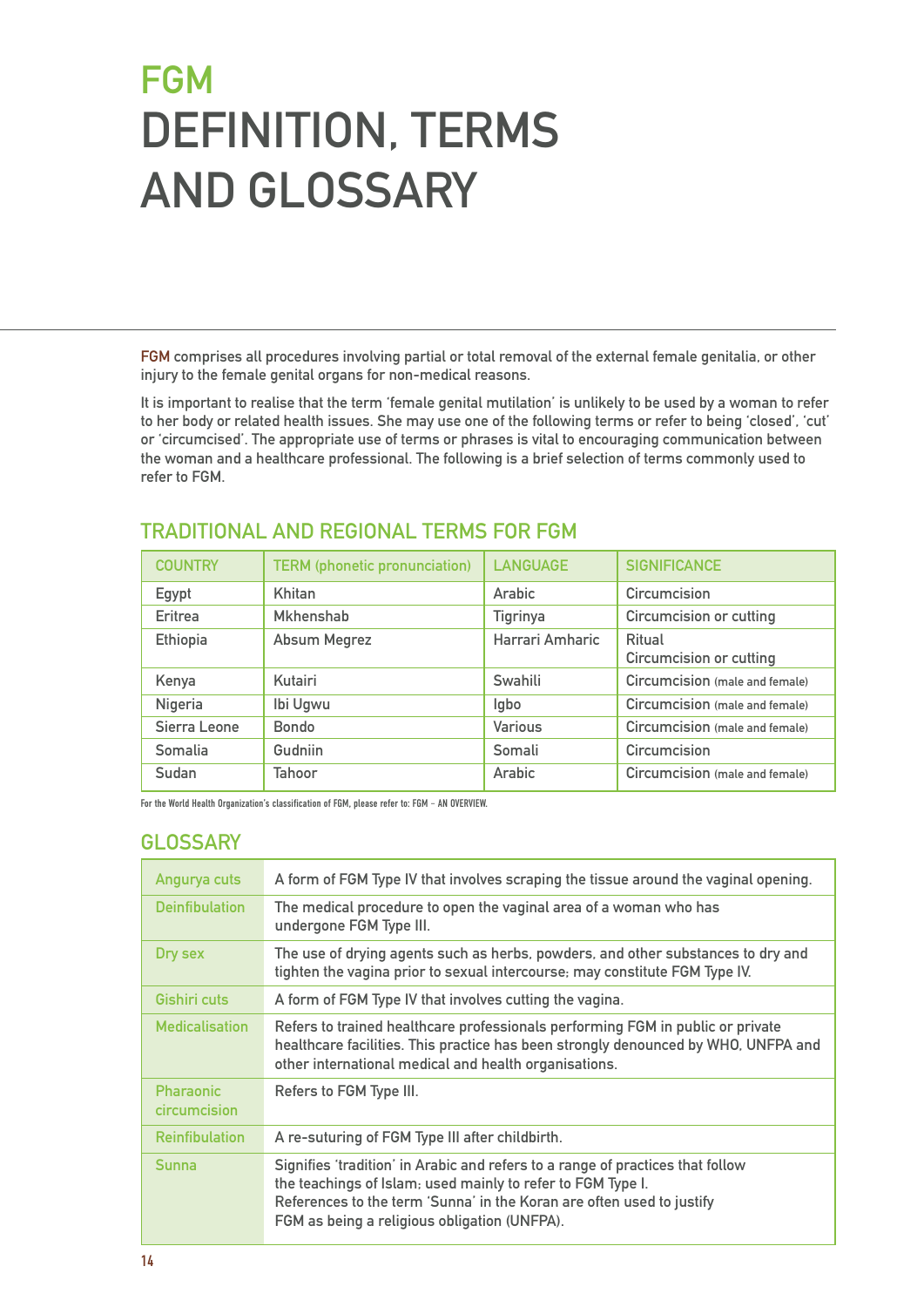# FGM
# DEFINITION, TERMS AND GLOSSARY

FGM comprises all procedures involving partial or total removal of the external female genitalia, or other injury to the female genital organs for non-medical reasons.

It is important to realise that the term 'female genital mutilation' is unlikely to be used by a woman to refer to her body or related health issues. She may use one of the following terms or refer to being 'closed', 'cut' or 'circumcised'. The appropriate use of terms or phrases is vital to encouraging communication between the woman and a healthcare professional. The following is a brief selection of terms commonly used to refer to FGM.

## TRADITIONAL AND REGIONAL TERMS FOR FGM

| COUNTRY | TERM (phonetic pronunciation) | LANGUAGE | SIGNIFICANCE |
|---|---|---|---|
| Egypt | Khitan | Arabic | Circumcision |
| Eritrea | Mkhenshab | Tigrinya | Circumcision or cutting |
| Ethiopia | Absum Megrez | Harrari Amharic | Ritual<br>Circumcision or cutting |
| Kenya | Kutairi | Swahili | Circumcision (male and female) |
| Nigeria | Ibi Ugwu | Igbo | Circumcision (male and female) |
| Sierra Leone | Bondo | Various | Circumcision (male and female) |
| Somalia | Gudniin | Somali | Circumcision |
| Sudan | Tahoor | Arabic | Circumcision (male and female) |

For the World Health Organization's classification of FGM, please refer to: FGM – AN OVERVIEW.

## GLOSSARY

| | |
|---|---|
| Angurya cuts | A form of FGM Type IV that involves scraping the tissue around the vaginal opening. |
| Deinfibulation | The medical procedure to open the vaginal area of a woman who has undergone FGM Type III. |
| Dry sex | The use of drying agents such as herbs, powders, and other substances to dry and tighten the vagina prior to sexual intercourse; may constitute FGM Type IV. |
| Gishiri cuts | A form of FGM Type IV that involves cutting the vagina. |
| Medicalisation | Refers to trained healthcare professionals performing FGM in public or private healthcare facilities. This practice has been strongly denounced by WHO, UNFPA and other international medical and health organisations. |
| Pharaonic circumcision | Refers to FGM Type III. |
| Reinfibulation | A re-suturing of FGM Type III after childbirth. |
| Sunna | Signifies 'tradition' in Arabic and refers to a range of practices that follow the teachings of Islam; used mainly to refer to FGM Type I.<br>References to the term 'Sunna' in the Koran are often used to justify FGM as being a religious obligation (UNFPA). |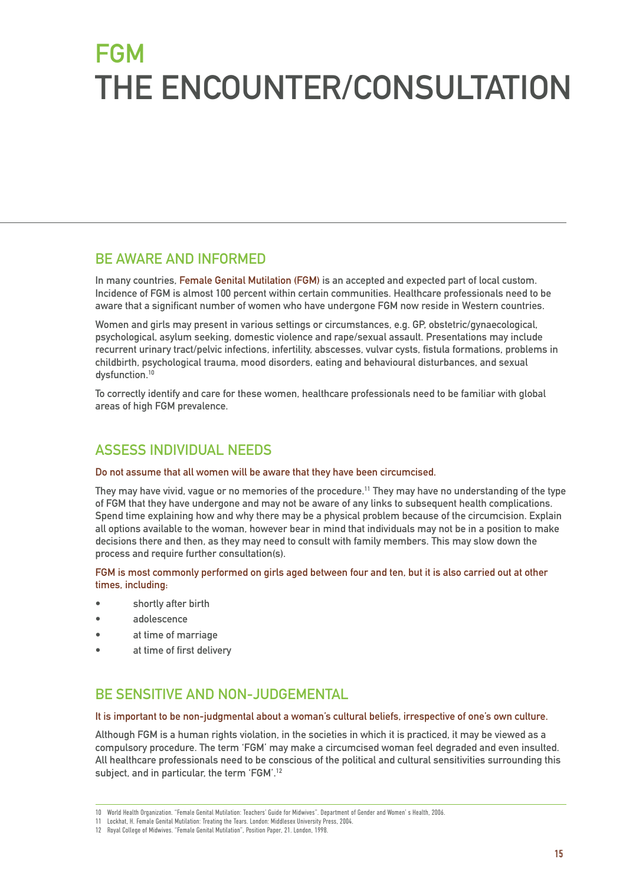# FGM
# THE ENCOUNTER/CONSULTATION

## BE AWARE AND INFORMED

In many countries, Female Genital Mutilation (FGM) is an accepted and expected part of local custom. Incidence of FGM is almost 100 percent within certain communities. Healthcare professionals need to be aware that a significant number of women who have undergone FGM now reside in Western countries.

Women and girls may present in various settings or circumstances, e.g. GP, obstetric/gynaecological, psychological, asylum seeking, domestic violence and rape/sexual assault. Presentations may include recurrent urinary tract/pelvic infections, infertility, abscesses, vulvar cysts, fistula formations, problems in childbirth, psychological trauma, mood disorders, eating and behavioural disturbances, and sexual dysfunction.[10]

To correctly identify and care for these women, healthcare professionals need to be familiar with global areas of high FGM prevalence.

## ASSESS INDIVIDUAL NEEDS

Do not assume that all women will be aware that they have been circumcised.

They may have vivid, vague or no memories of the procedure.[11] They may have no understanding of the type of FGM that they have undergone and may not be aware of any links to subsequent health complications. Spend time explaining how and why there may be a physical problem because of the circumcision. Explain all options available to the woman, however bear in mind that individuals may not be in a position to make decisions there and then, as they may need to consult with family members. This may slow down the process and require further consultation(s).

FGM is most commonly performed on girls aged between four and ten, but it is also carried out at other times, including:

- shortly after birth
- adolescence
- at time of marriage
- at time of first delivery

## BE SENSITIVE AND NON-JUDGEMENTAL

It is important to be non-judgmental about a woman's cultural beliefs, irrespective of one's own culture.

Although FGM is a human rights violation, in the societies in which it is practiced, it may be viewed as a compulsory procedure. The term 'FGM' may make a circumcised woman feel degraded and even insulted. All healthcare professionals need to be conscious of the political and cultural sensitivities surrounding this subject, and in particular, the term 'FGM'.[12]

---

10 World Health Organization. "Female Genital Mutilation: Teachers' Guide for Midwives". Department of Gender and Women' s Health, 2006.

11 Lockhat, H. Female Genital Mutilation: Treating the Tears. London: Middlesex University Press, 2004.

12 Royal College of Midwives. "Female Genital Mutilation", Position Paper, 21. London, 1998.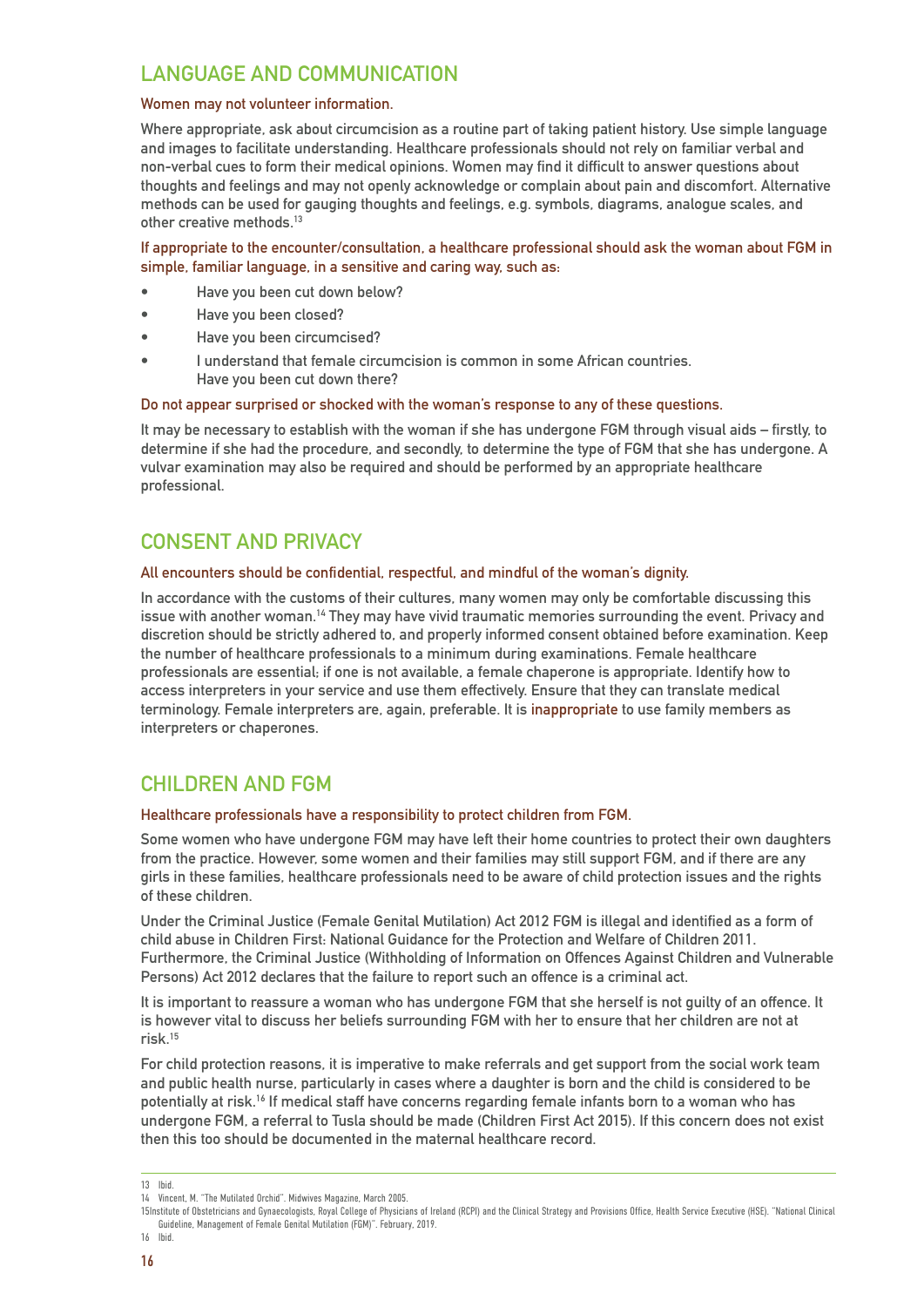## LANGUAGE AND COMMUNICATION

**Women may not volunteer information.**

Where appropriate, ask about circumcision as a routine part of taking patient history. Use simple language and images to facilitate understanding. Healthcare professionals should not rely on familiar verbal and non-verbal cues to form their medical opinions. Women may find it difficult to answer questions about thoughts and feelings and may not openly acknowledge or complain about pain and discomfort. Alternative methods can be used for gauging thoughts and feelings, e.g. symbols, diagrams, analogue scales, and other creative methods.[13]

**If appropriate to the encounter/consultation, a healthcare professional should ask the woman about FGM in simple, familiar language, in a sensitive and caring way, such as:**

- Have you been cut down below?
- Have you been closed?
- Have you been circumcised?
- I understand that female circumcision is common in some African countries. Have you been cut down there?

**Do not appear surprised or shocked with the woman's response to any of these questions.**

It may be necessary to establish with the woman if she has undergone FGM through visual aids – firstly, to determine if she had the procedure, and secondly, to determine the type of FGM that she has undergone. A vulvar examination may also be required and should be performed by an appropriate healthcare professional.

## CONSENT AND PRIVACY

**All encounters should be confidential, respectful, and mindful of the woman's dignity.**

In accordance with the customs of their cultures, many women may only be comfortable discussing this issue with another woman.[14] They may have vivid traumatic memories surrounding the event. Privacy and discretion should be strictly adhered to, and properly informed consent obtained before examination. Keep the number of healthcare professionals to a minimum during examinations. Female healthcare professionals are essential; if one is not available, a female chaperone is appropriate. Identify how to access interpreters in your service and use them effectively. Ensure that they can translate medical terminology. Female interpreters are, again, preferable. It is inappropriate to use family members as interpreters or chaperones.

## CHILDREN AND FGM

**Healthcare professionals have a responsibility to protect children from FGM.**

Some women who have undergone FGM may have left their home countries to protect their own daughters from the practice. However, some women and their families may still support FGM, and if there are any girls in these families, healthcare professionals need to be aware of child protection issues and the rights of these children.

Under the Criminal Justice (Female Genital Mutilation) Act 2012 FGM is illegal and identified as a form of child abuse in Children First: National Guidance for the Protection and Welfare of Children 2011. Furthermore, the Criminal Justice (Withholding of Information on Offences Against Children and Vulnerable Persons) Act 2012 declares that the failure to report such an offence is a criminal act.

It is important to reassure a woman who has undergone FGM that she herself is not guilty of an offence. It is however vital to discuss her beliefs surrounding FGM with her to ensure that her children are not at risk.[15]

For child protection reasons, it is imperative to make referrals and get support from the social work team and public health nurse, particularly in cases where a daughter is born and the child is considered to be potentially at risk.[16] If medical staff have concerns regarding female infants born to a woman who has undergone FGM, a referral to Tusla should be made (Children First Act 2015). If this concern does not exist then this too should be documented in the maternal healthcare record.

---

13 Ibid.

14 Vincent, M. "The Mutilated Orchid". Midwives Magazine, March 2005.

15 Institute of Obstetricians and Gynaecologists, Royal College of Physicians of Ireland (RCPI) and the Clinical Strategy and Provisions Office, Health Service Executive (HSE). "National Clinical Guideline, Management of Female Genital Mutilation (FGM)". February, 2019.

16 Ibid.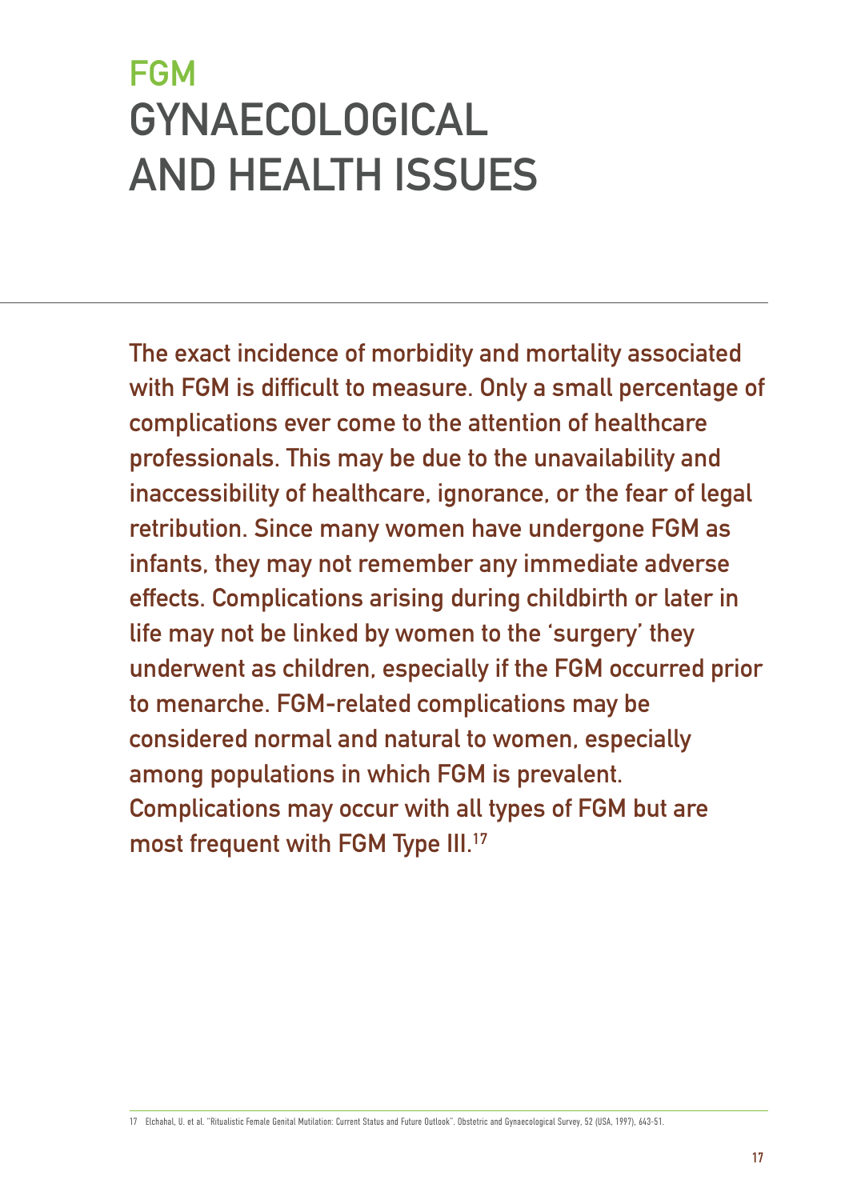# FGM GYNAECOLOGICAL AND HEALTH ISSUES

The exact incidence of morbidity and mortality associated with FGM is difficult to measure. Only a small percentage of complications ever come to the attention of healthcare professionals. This may be due to the unavailability and inaccessibility of healthcare, ignorance, or the fear of legal retribution. Since many women have undergone FGM as infants, they may not remember any immediate adverse effects. Complications arising during childbirth or later in life may not be linked by women to the 'surgery' they underwent as children, especially if the FGM occurred prior to menarche. FGM-related complications may be considered normal and natural to women, especially among populations in which FGM is prevalent. Complications may occur with all types of FGM but are most frequent with FGM Type III.[17]

17 Elchahal, U. et al. "Ritualistic Female Genital Mutilation: Current Status and Future Outlook". Obstetric and Gynaecological Survey, 52 (USA, 1997), 643-51.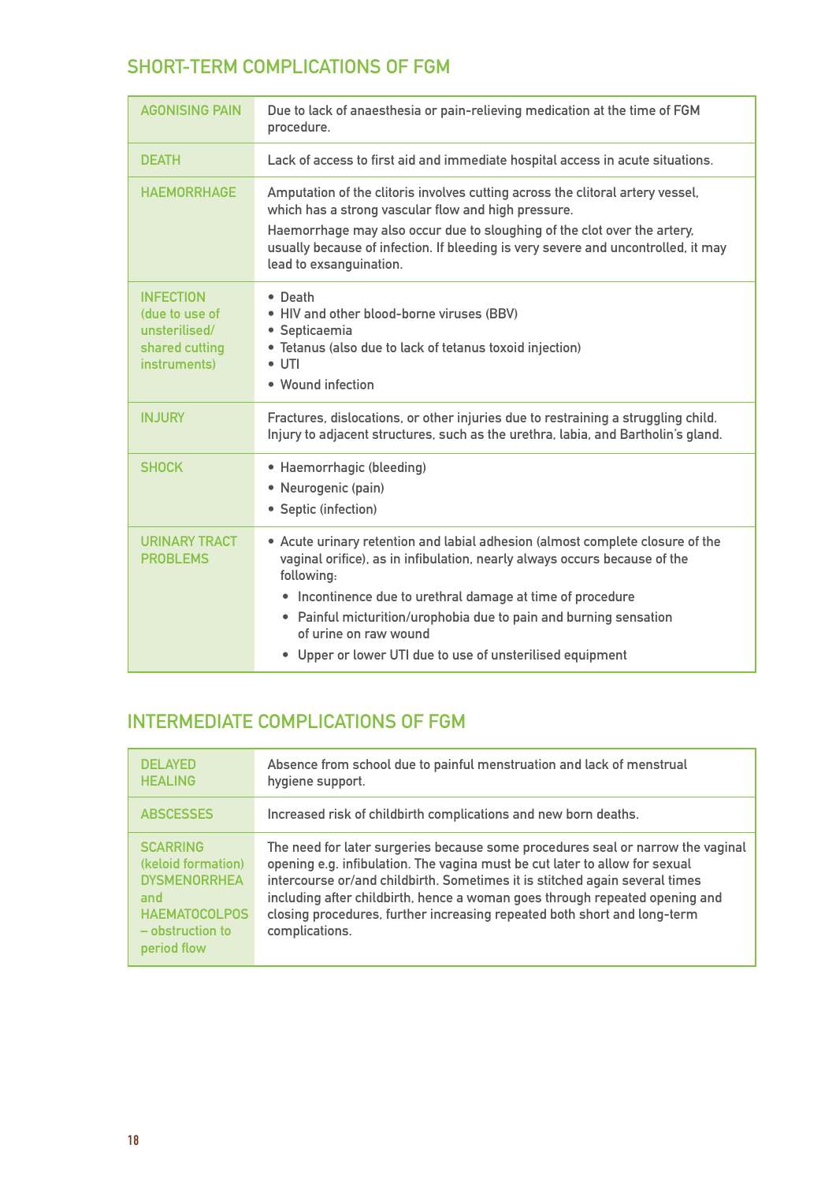## SHORT-TERM COMPLICATIONS OF FGM

| | |
|---|---|
| AGONISING PAIN | Due to lack of anaesthesia or pain-relieving medication at the time of FGM procedure. |
| DEATH | Lack of access to first aid and immediate hospital access in acute situations. |
| HAEMORRHAGE | Amputation of the clitoris involves cutting across the clitoral artery vessel, which has a strong vascular flow and high pressure.<br>Haemorrhage may also occur due to sloughing of the clot over the artery, usually because of infection. If bleeding is very severe and uncontrolled, it may lead to exsanguination. |
| INFECTION (due to use of unsterilised/ shared cutting instruments) | • Death<br>• HIV and other blood-borne viruses (BBV)<br>• Septicaemia<br>• Tetanus (also due to lack of tetanus toxoid injection)<br>• UTI<br>• Wound infection |
| INJURY | Fractures, dislocations, or other injuries due to restraining a struggling child. Injury to adjacent structures, such as the urethra, labia, and Bartholin's gland. |
| SHOCK | • Haemorrhagic (bleeding)<br>• Neurogenic (pain)<br>• Septic (infection) |
| URINARY TRACT PROBLEMS | • Acute urinary retention and labial adhesion (almost complete closure of the vaginal orifice), as in infibulation, nearly always occurs because of the following:<br>  • Incontinence due to urethral damage at time of procedure<br>  • Painful micturition/urophobia due to pain and burning sensation of urine on raw wound<br>  • Upper or lower UTI due to use of unsterilised equipment |

## INTERMEDIATE COMPLICATIONS OF FGM

| | |
|---|---|
| DELAYED HEALING | Absence from school due to painful menstruation and lack of menstrual hygiene support. |
| ABSCESSES | Increased risk of childbirth complications and new born deaths. |
| SCARRING (keloid formation) DYSMENORRHEA and HAEMATOCOLPOS – obstruction to period flow | The need for later surgeries because some procedures seal or narrow the vaginal opening e.g. infibulation. The vagina must be cut later to allow for sexual intercourse or/and childbirth. Sometimes it is stitched again several times including after childbirth, hence a woman goes through repeated opening and closing procedures, further increasing repeated both short and long-term complications. |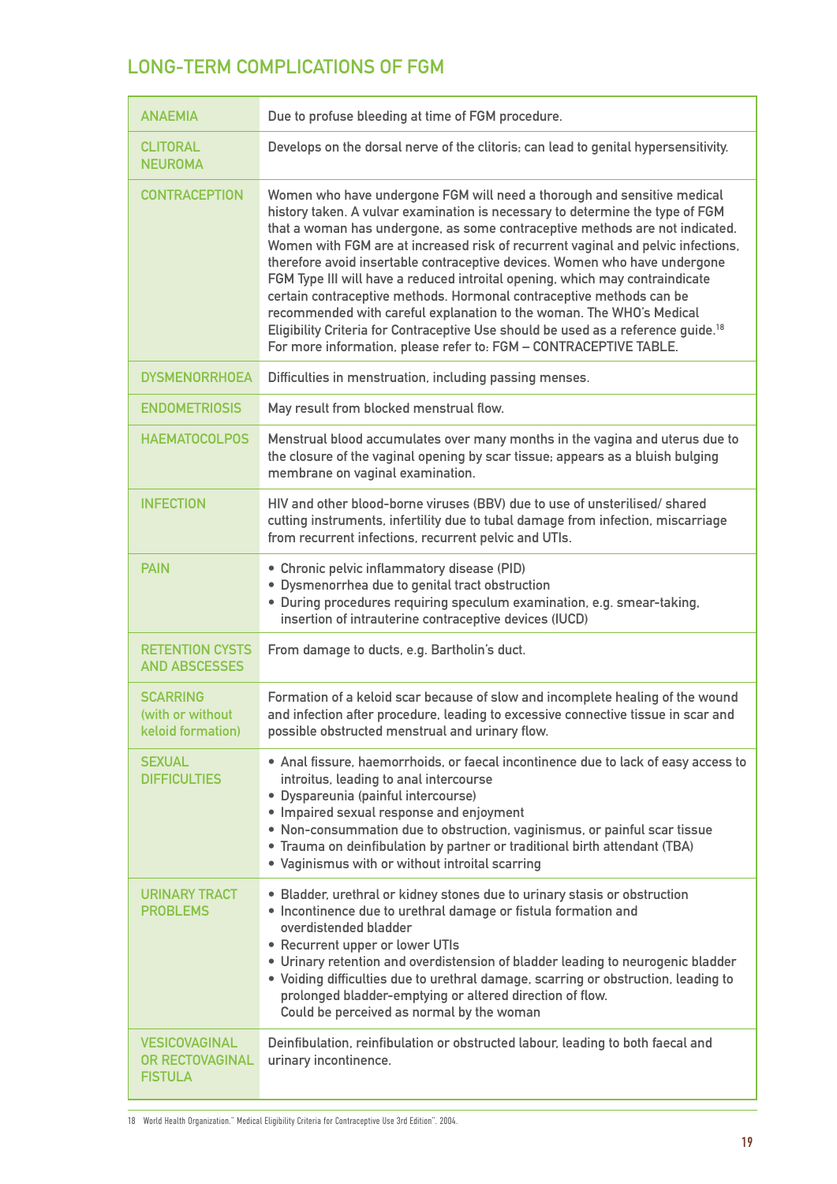## LONG-TERM COMPLICATIONS OF FGM

| | |
|---|---|
| ANAEMIA | Due to profuse bleeding at time of FGM procedure. |
| CLITORAL NEUROMA | Develops on the dorsal nerve of the clitoris; can lead to genital hypersensitivity. |
| CONTRACEPTION | Women who have undergone FGM will need a thorough and sensitive medical history taken. A vulvar examination is necessary to determine the type of FGM that a woman has undergone, as some contraceptive methods are not indicated. Women with FGM are at increased risk of recurrent vaginal and pelvic infections, therefore avoid insertable contraceptive devices. Women who have undergone FGM Type III will have a reduced introital opening, which may contraindicate certain contraceptive methods. Hormonal contraceptive methods can be recommended with careful explanation to the woman. The WHO's Medical Eligibility Criteria for Contraceptive Use should be used as a reference guide.[18] For more information, please refer to: FGM – CONTRACEPTIVE TABLE. |
| DYSMENORRHOEA | Difficulties in menstruation, including passing menses. |
| ENDOMETRIOSIS | May result from blocked menstrual flow. |
| HAEMATOCOLPOS | Menstrual blood accumulates over many months in the vagina and uterus due to the closure of the vaginal opening by scar tissue; appears as a bluish bulging membrane on vaginal examination. |
| INFECTION | HIV and other blood-borne viruses (BBV) due to use of unsterilised/ shared cutting instruments, infertility due to tubal damage from infection, miscarriage from recurrent infections, recurrent pelvic and UTIs. |
| PAIN | • Chronic pelvic inflammatory disease (PID)<br>• Dysmenorrhea due to genital tract obstruction<br>• During procedures requiring speculum examination, e.g. smear-taking, insertion of intrauterine contraceptive devices (IUCD) |
| RETENTION CYSTS AND ABSCESSES | From damage to ducts, e.g. Bartholin's duct. |
| SCARRING (with or without keloid formation) | Formation of a keloid scar because of slow and incomplete healing of the wound and infection after procedure, leading to excessive connective tissue in scar and possible obstructed menstrual and urinary flow. |
| SEXUAL DIFFICULTIES | • Anal fissure, haemorrhoids, or faecal incontinence due to lack of easy access to introitus, leading to anal intercourse<br>• Dyspareunia (painful intercourse)<br>• Impaired sexual response and enjoyment<br>• Non-consummation due to obstruction, vaginismus, or painful scar tissue<br>• Trauma on deinfibulation by partner or traditional birth attendant (TBA)<br>• Vaginismus with or without introital scarring |
| URINARY TRACT PROBLEMS | • Bladder, urethral or kidney stones due to urinary stasis or obstruction<br>• Incontinence due to urethral damage or fistula formation and overdistended bladder<br>• Recurrent upper or lower UTIs<br>• Urinary retention and overdistension of bladder leading to neurogenic bladder<br>• Voiding difficulties due to urethral damage, scarring or obstruction, leading to prolonged bladder-emptying or altered direction of flow. Could be perceived as normal by the woman |
| VESICOVAGINAL OR RECTOVAGINAL FISTULA | Deinfibulation, reinfibulation or obstructed labour, leading to both faecal and urinary incontinence. |

18 World Health Organization." Medical Eligibility Criteria for Contraceptive Use 3rd Edition". 2004.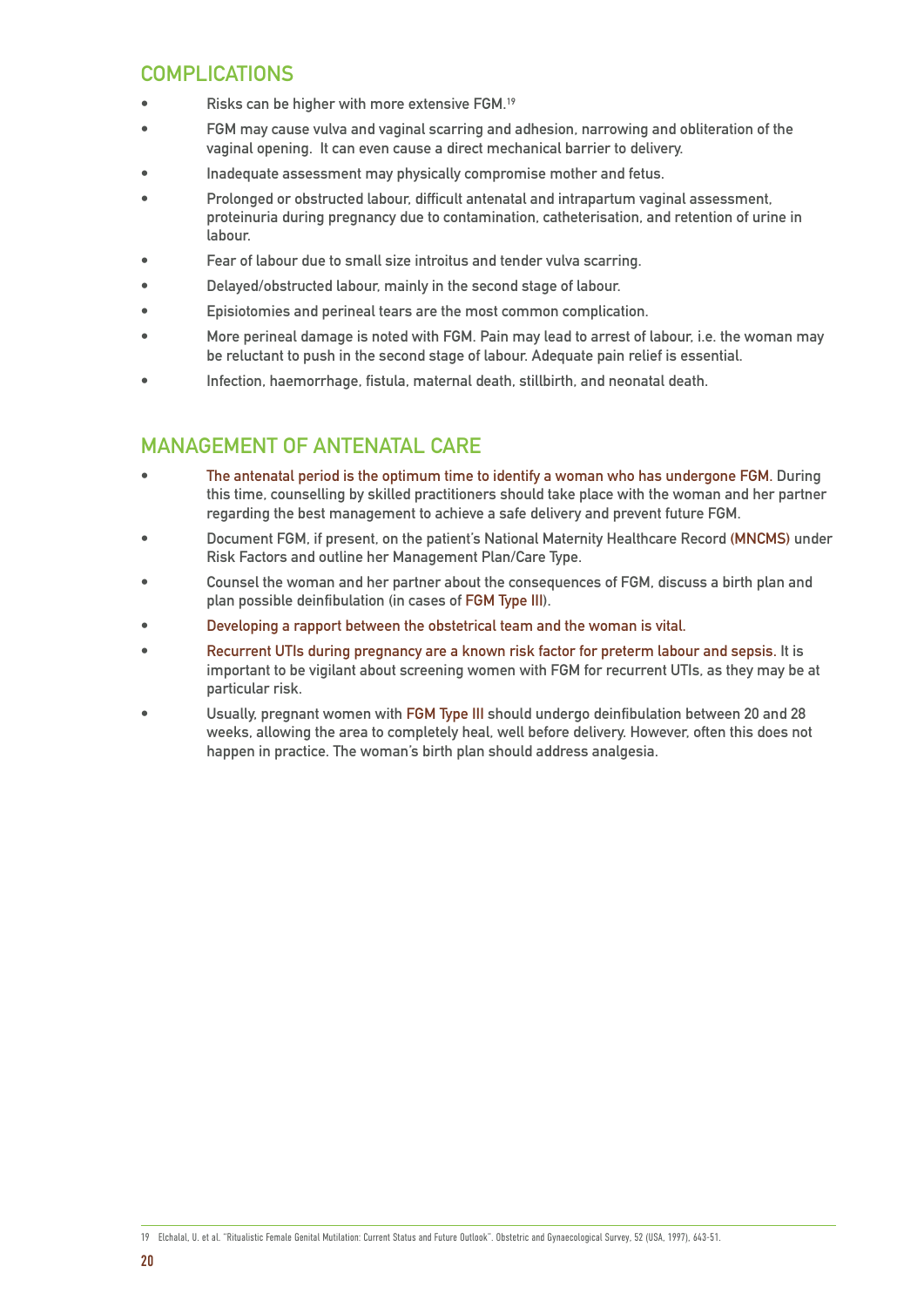## COMPLICATIONS

- Risks can be higher with more extensive FGM.[19]
- FGM may cause vulva and vaginal scarring and adhesion, narrowing and obliteration of the vaginal opening.  It can even cause a direct mechanical barrier to delivery.
- Inadequate assessment may physically compromise mother and fetus.
- Prolonged or obstructed labour, difficult antenatal and intrapartum vaginal assessment, proteinuria during pregnancy due to contamination, catheterisation, and retention of urine in labour.
- Fear of labour due to small size introitus and tender vulva scarring.
- Delayed/obstructed labour, mainly in the second stage of labour.
- Episiotomies and perineal tears are the most common complication.
- More perineal damage is noted with FGM. Pain may lead to arrest of labour, i.e. the woman may be reluctant to push in the second stage of labour. Adequate pain relief is essential.
- Infection, haemorrhage, fistula, maternal death, stillbirth, and neonatal death.

## MANAGEMENT OF ANTENATAL CARE

- The antenatal period is the optimum time to identify a woman who has undergone FGM. During this time, counselling by skilled practitioners should take place with the woman and her partner regarding the best management to achieve a safe delivery and prevent future FGM.
- Document FGM, if present, on the patient's National Maternity Healthcare Record (MNCMS) under Risk Factors and outline her Management Plan/Care Type.
- Counsel the woman and her partner about the consequences of FGM, discuss a birth plan and plan possible deinfibulation (in cases of FGM Type III).
- Developing a rapport between the obstetrical team and the woman is vital.
- Recurrent UTIs during pregnancy are a known risk factor for preterm labour and sepsis. It is important to be vigilant about screening women with FGM for recurrent UTIs, as they may be at particular risk.
- Usually, pregnant women with FGM Type III should undergo deinfibulation between 20 and 28 weeks, allowing the area to completely heal, well before delivery. However, often this does not happen in practice. The woman's birth plan should address analgesia.

---

19 Elchalal, U. et al. "Ritualistic Female Genital Mutilation: Current Status and Future Outlook". Obstetric and Gynaecological Survey, 52 (USA, 1997), 643-51.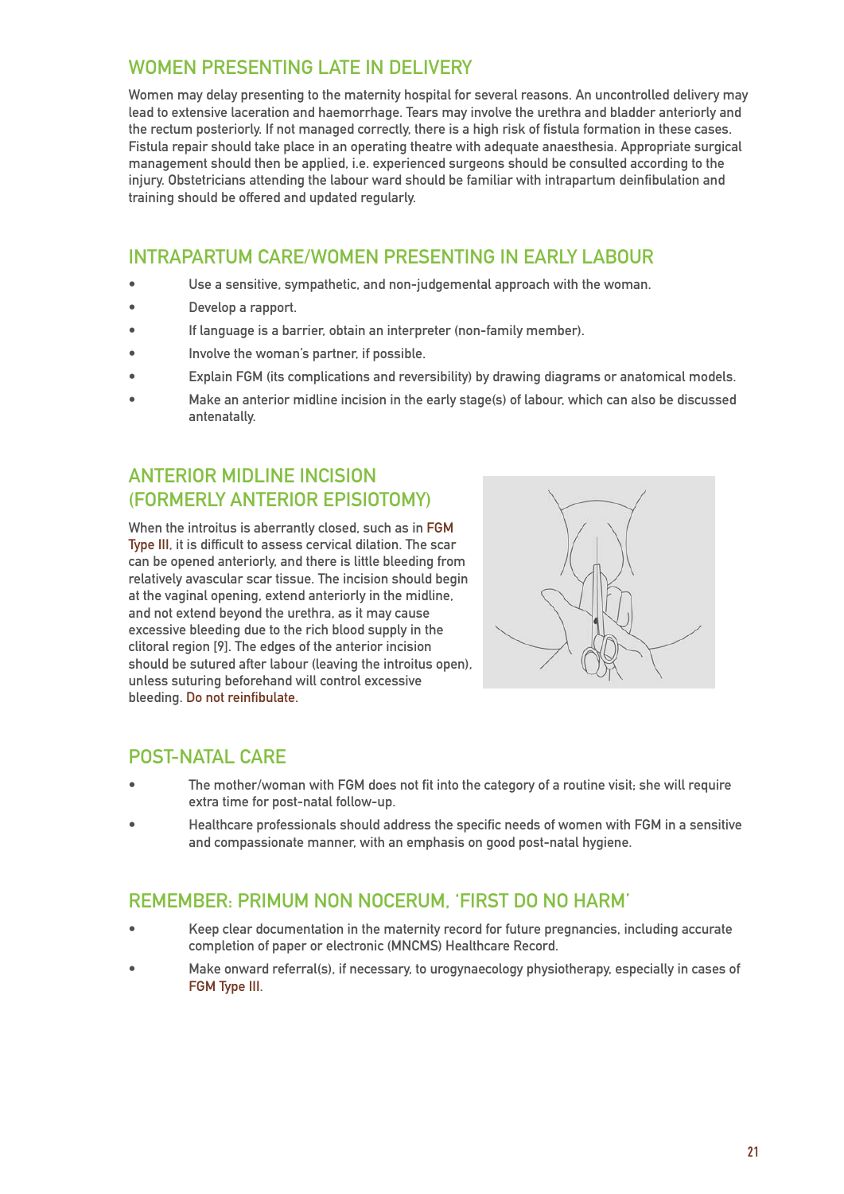## WOMEN PRESENTING LATE IN DELIVERY

Women may delay presenting to the maternity hospital for several reasons. An uncontrolled delivery may lead to extensive laceration and haemorrhage. Tears may involve the urethra and bladder anteriorly and the rectum posteriorly. If not managed correctly, there is a high risk of fistula formation in these cases. Fistula repair should take place in an operating theatre with adequate anaesthesia. Appropriate surgical management should then be applied, i.e. experienced surgeons should be consulted according to the injury. Obstetricians attending the labour ward should be familiar with intrapartum deinfibulation and training should be offered and updated regularly.

## INTRAPARTUM CARE/WOMEN PRESENTING IN EARLY LABOUR

- Use a sensitive, sympathetic, and non-judgemental approach with the woman.
- Develop a rapport.
- If language is a barrier, obtain an interpreter (non-family member).
- Involve the woman's partner, if possible.
- Explain FGM (its complications and reversibility) by drawing diagrams or anatomical models.
- Make an anterior midline incision in the early stage(s) of labour, which can also be discussed antenatally.

## ANTERIOR MIDLINE INCISION (FORMERLY ANTERIOR EPISIOTOMY)

When the introitus is aberrantly closed, such as in FGM Type III, it is difficult to assess cervical dilation. The scar can be opened anteriorly, and there is little bleeding from relatively avascular scar tissue. The incision should begin at the vaginal opening, extend anteriorly in the midline, and not extend beyond the urethra, as it may cause excessive bleeding due to the rich blood supply in the clitoral region [9]. The edges of the anterior incision should be sutured after labour (leaving the introitus open), unless suturing beforehand will control excessive bleeding. Do not reinfibulate.

## POST-NATAL CARE

- The mother/woman with FGM does not fit into the category of a routine visit; she will require extra time for post-natal follow-up.
- Healthcare professionals should address the specific needs of women with FGM in a sensitive and compassionate manner, with an emphasis on good post-natal hygiene.

## REMEMBER: PRIMUM NON NOCERUM, 'FIRST DO NO HARM'

- Keep clear documentation in the maternity record for future pregnancies, including accurate completion of paper or electronic (MNCMS) Healthcare Record.
- Make onward referral(s), if necessary, to urogynaecology physiotherapy, especially in cases of FGM Type III.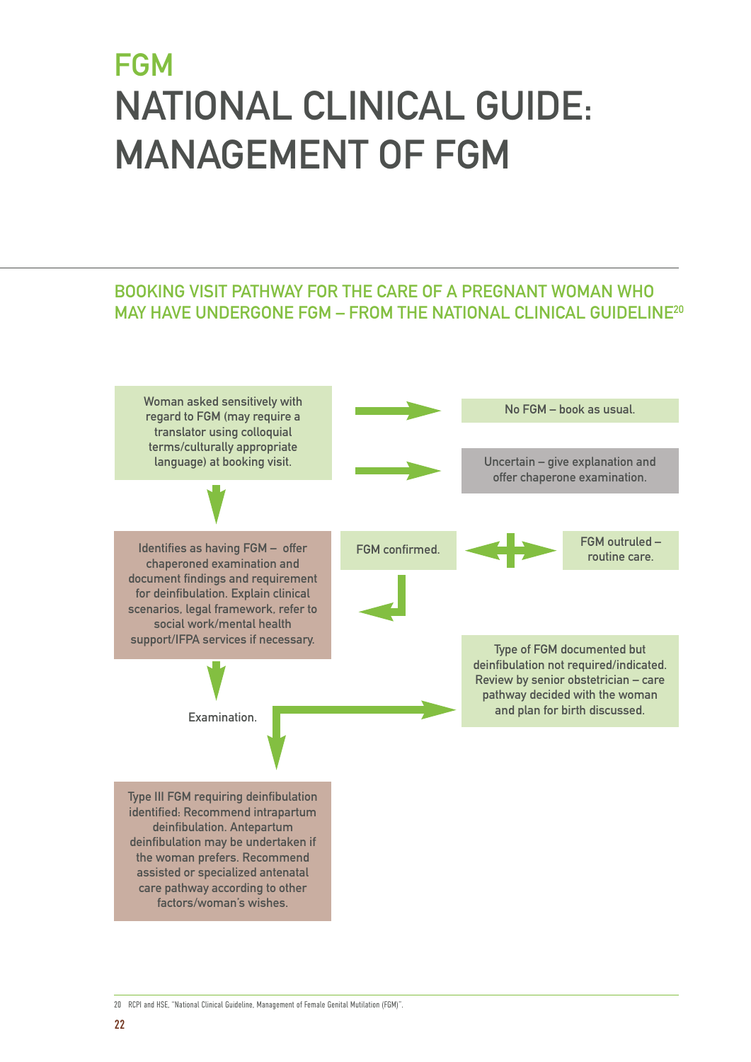# FGM

# NATIONAL CLINICAL GUIDE: MANAGEMENT OF FGM

## BOOKING VISIT PATHWAY FOR THE CARE OF A PREGNANT WOMAN WHO MAY HAVE UNDERGONE FGM – FROM THE NATIONAL CLINICAL GUIDELINE[20]

Woman asked sensitively with regard to FGM (may require a translator using colloquial terms/culturally appropriate language) at booking visit.

No FGM – book as usual.

Uncertain – give explanation and offer chaperone examination.

Identifies as having FGM – offer chaperoned examination and document findings and requirement for deinfibulation. Explain clinical scenarios, legal framework, refer to social work/mental health support/IFPA services if necessary.

FGM confirmed.

FGM outruled – routine care.

Type of FGM documented but deinfibulation not required/indicated. Review by senior obstetrician – care pathway decided with the woman and plan for birth discussed.

Examination.

Type III FGM requiring deinfibulation identified: Recommend intrapartum deinfibulation. Antepartum deinfibulation may be undertaken if the woman prefers. Recommend assisted or specialized antenatal care pathway according to other factors/woman's wishes.

---

20 RCPI and HSE, "National Clinical Guideline, Management of Female Genital Mutilation (FGM)".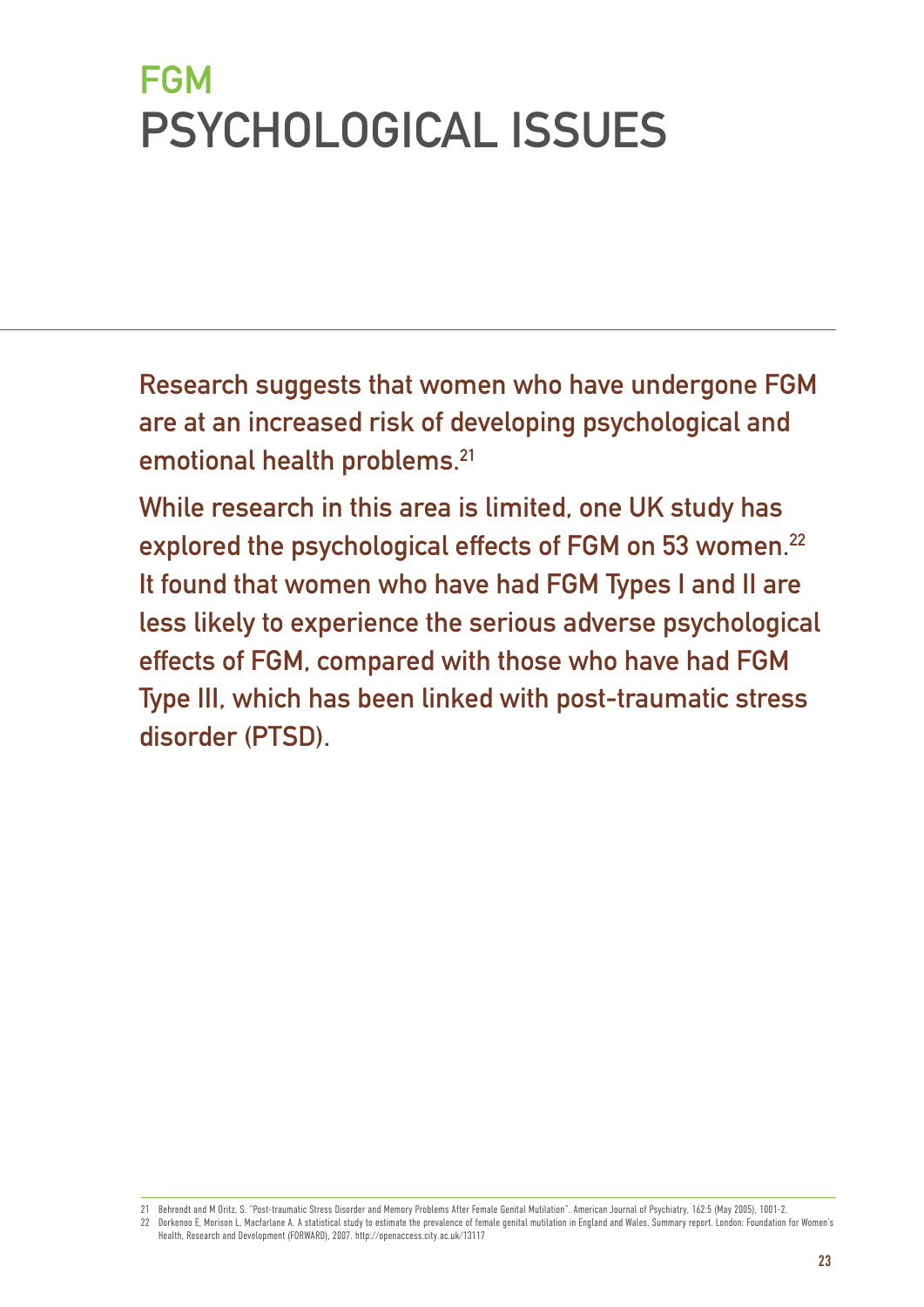# FGM

# PSYCHOLOGICAL ISSUES

**Research suggests that women who have undergone FGM are at an increased risk of developing psychological and emotional health problems.[21]**

**While research in this area is limited, one UK study has explored the psychological effects of FGM on 53 women.[22] It found that women who have had FGM Types I and II are less likely to experience the serious adverse psychological effects of FGM, compared with those who have had FGM Type III, which has been linked with post-traumatic stress disorder (PTSD).**

---

21 Behrendt and M Oritz, S. "Post-traumatic Stress Disorder and Memory Problems After Female Genital Mutilation". American Journal of Psychiatry, 162:5 (May 2005), 1001-2.

22 Dorkenoo E, Morison L, Macfarlane A. A statistical study to estimate the prevalence of female genital mutilation in England and Wales. Summary report. London: Foundation for Women's Health, Research and Development (FORWARD), 2007. http://openaccess.city.ac.uk/13117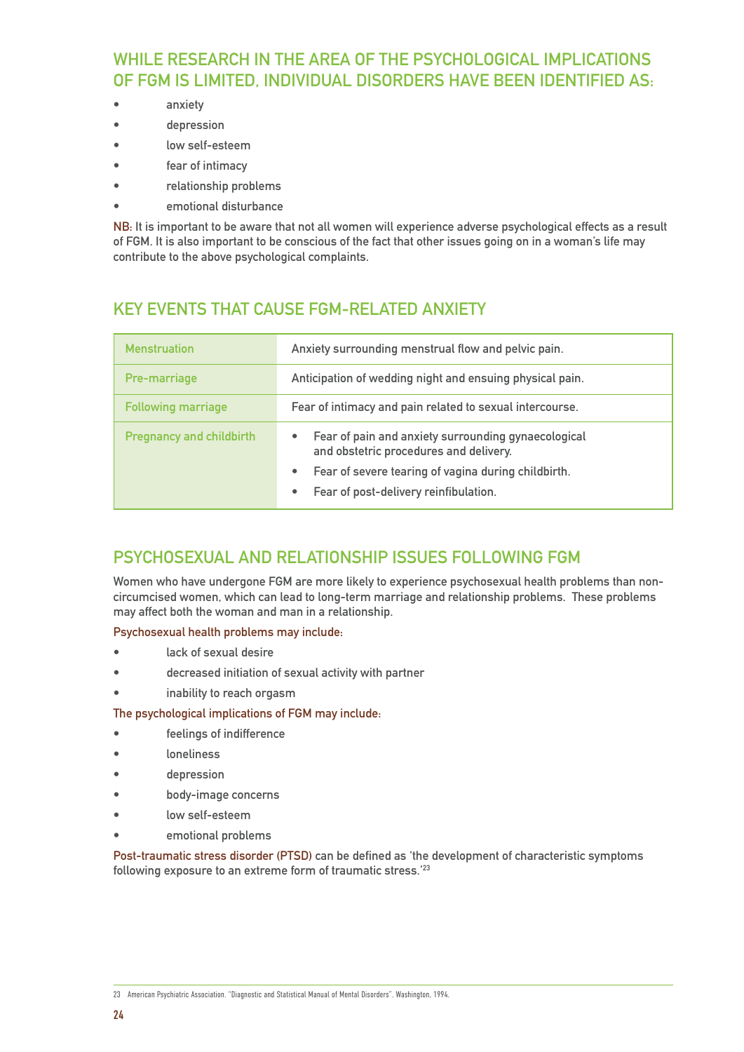## WHILE RESEARCH IN THE AREA OF THE PSYCHOLOGICAL IMPLICATIONS OF FGM IS LIMITED, INDIVIDUAL DISORDERS HAVE BEEN IDENTIFIED AS:

- anxiety
- depression
- low self-esteem
- fear of intimacy
- relationship problems
- emotional disturbance

NB: It is important to be aware that not all women will experience adverse psychological effects as a result of FGM. It is also important to be conscious of the fact that other issues going on in a woman's life may contribute to the above psychological complaints.

## KEY EVENTS THAT CAUSE FGM-RELATED ANXIETY

| | |
|---|---|
| Menstruation | Anxiety surrounding menstrual flow and pelvic pain. |
| Pre-marriage | Anticipation of wedding night and ensuing physical pain. |
| Following marriage | Fear of intimacy and pain related to sexual intercourse. |
| Pregnancy and childbirth | • Fear of pain and anxiety surrounding gynaecological and obstetric procedures and delivery. <br> • Fear of severe tearing of vagina during childbirth. <br> • Fear of post-delivery reinfibulation. |

## PSYCHOSEXUAL AND RELATIONSHIP ISSUES FOLLOWING FGM

Women who have undergone FGM are more likely to experience psychosexual health problems than non-circumcised women, which can lead to long-term marriage and relationship problems. These problems may affect both the woman and man in a relationship.

Psychosexual health problems may include:

- lack of sexual desire
- decreased initiation of sexual activity with partner
- inability to reach orgasm

The psychological implications of FGM may include:

- feelings of indifference
- loneliness
- depression
- body-image concerns
- low self-esteem
- emotional problems

Post-traumatic stress disorder (PTSD) can be defined as 'the development of characteristic symptoms following exposure to an extreme form of traumatic stress.'[23]

23 American Psychiatric Association. "Diagnostic and Statistical Manual of Mental Disorders". Washington, 1994.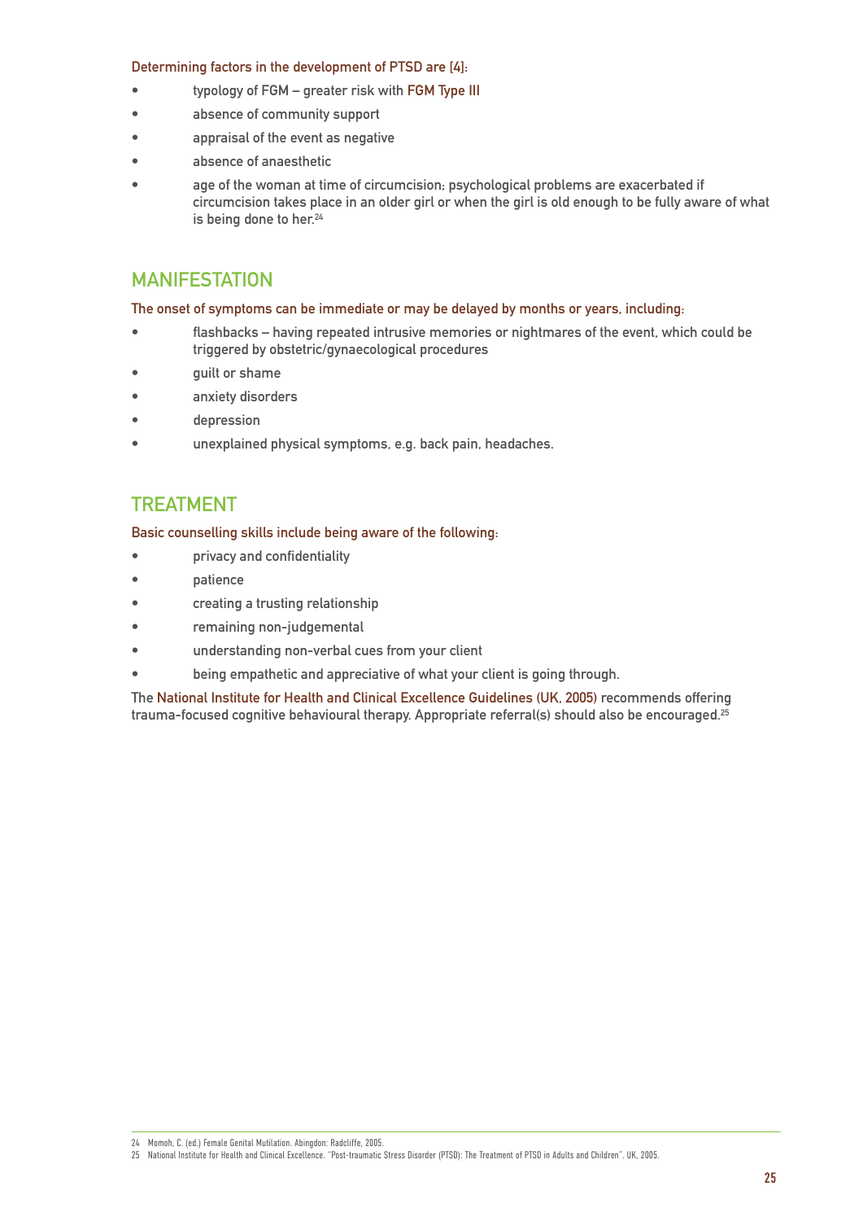Determining factors in the development of PTSD are [4]:

- typology of FGM – greater risk with FGM Type III
- absence of community support
- appraisal of the event as negative
- absence of anaesthetic
- age of the woman at time of circumcision; psychological problems are exacerbated if circumcision takes place in an older girl or when the girl is old enough to be fully aware of what is being done to her.[24]

## MANIFESTATION

The onset of symptoms can be immediate or may be delayed by months or years, including:

- flashbacks – having repeated intrusive memories or nightmares of the event, which could be triggered by obstetric/gynaecological procedures
- guilt or shame
- anxiety disorders
- depression
- unexplained physical symptoms, e.g. back pain, headaches.

## TREATMENT

Basic counselling skills include being aware of the following:

- privacy and confidentiality
- patience
- creating a trusting relationship
- remaining non-judgemental
- understanding non-verbal cues from your client
- being empathetic and appreciative of what your client is going through.

The National Institute for Health and Clinical Excellence Guidelines (UK, 2005) recommends offering trauma-focused cognitive behavioural therapy. Appropriate referral(s) should also be encouraged.[25]

---

24 Momoh, C. (ed.) Female Genital Mutilation. Abingdon: Radcliffe, 2005.

25 National Institute for Health and Clinical Excellence. "Post-traumatic Stress Disorder (PTSD): The Treatment of PTSD in Adults and Children". UK, 2005.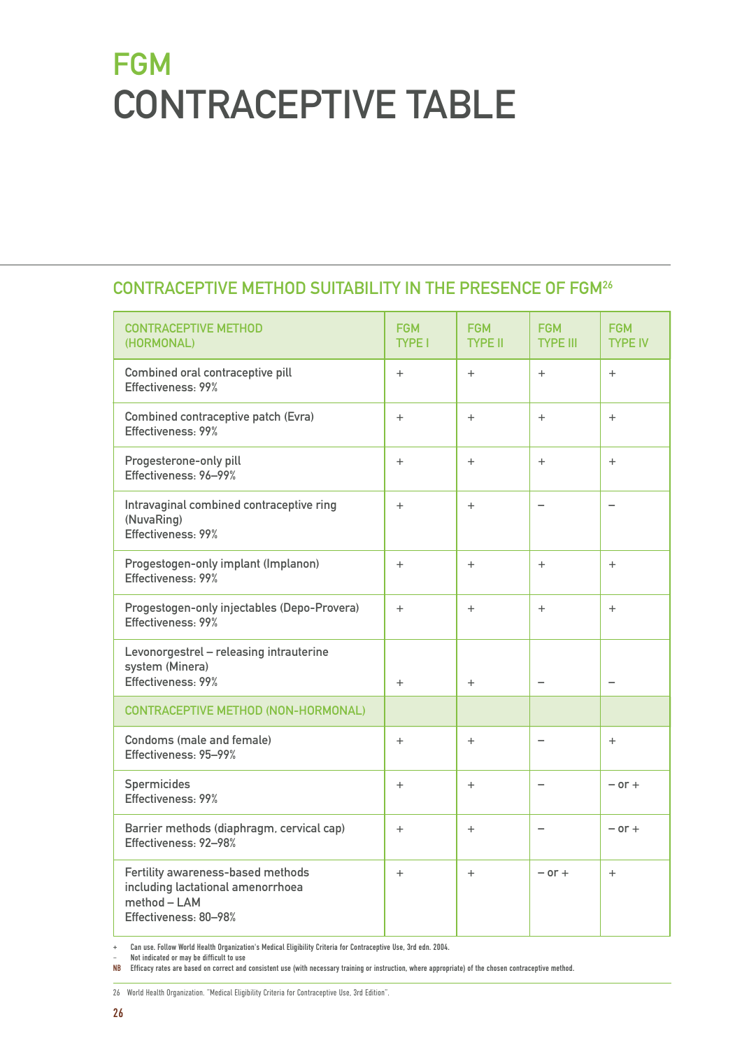# FGM
# CONTRACEPTIVE TABLE

## CONTRACEPTIVE METHOD SUITABILITY IN THE PRESENCE OF FGM[26]

| CONTRACEPTIVE METHOD (HORMONAL) | FGM TYPE I | FGM TYPE II | FGM TYPE III | FGM TYPE IV |
|---|---|---|---|---|
| Combined oral contraceptive pill<br>Effectiveness: 99% | + | + | + | + |
| Combined contraceptive patch (Evra)<br>Effectiveness: 99% | + | + | + | + |
| Progesterone-only pill<br>Effectiveness: 96–99% | + | + | + | + |
| Intravaginal combined contraceptive ring (NuvaRing)<br>Effectiveness: 99% | + | + | – | – |
| Progestogen-only implant (Implanon)<br>Effectiveness: 99% | + | + | + | + |
| Progestogen-only injectables (Depo-Provera)<br>Effectiveness: 99% | + | + | + | + |
| Levonorgestrel – releasing intrauterine system (Minera)<br>Effectiveness: 99% | + | + | – | – |
| **CONTRACEPTIVE METHOD (NON-HORMONAL)** | | | | |
| Condoms (male and female)<br>Effectiveness: 95–99% | + | + | – | + |
| Spermicides<br>Effectiveness: 99% | + | + | – | – or + |
| Barrier methods (diaphragm, cervical cap)<br>Effectiveness: 92–98% | + | + | – | – or + |
| Fertility awareness-based methods including lactational amenorrhoea method – LAM<br>Effectiveness: 80–98% | + | + | – or + | + |

+ Can use. Follow World Health Organization's Medical Eligibility Criteria for Contraceptive Use, 3rd edn. 2004.
– Not indicated or may be difficult to use
**NB** Efficacy rates are based on correct and consistent use (with necessary training or instruction, where appropriate) of the chosen contraceptive method.

26 World Health Organization. "Medical Eligibility Criteria for Contraceptive Use, 3rd Edition".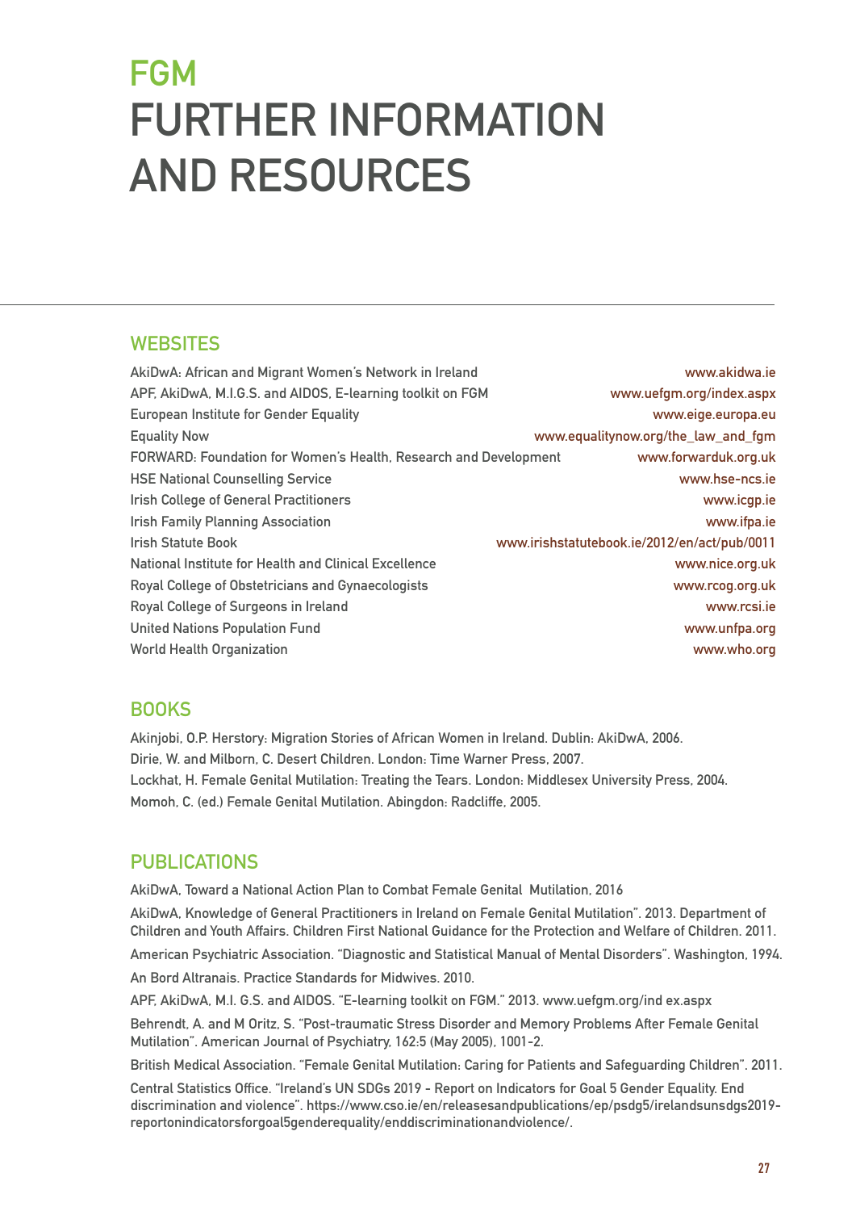# FGM
# FURTHER INFORMATION AND RESOURCES

## WEBSITES

| | |
|---|---|
| AkiDwA: African and Migrant Women's Network in Ireland | www.akidwa.ie |
| APF, AkiDwA, M.I.G.S. and AIDOS, E-learning toolkit on FGM | www.uefgm.org/index.aspx |
| European Institute for Gender Equality | www.eige.europa.eu |
| Equality Now | www.equalitynow.org/the_law_and_fgm |
| FORWARD: Foundation for Women's Health, Research and Development | www.forwarduk.org.uk |
| HSE National Counselling Service | www.hse-ncs.ie |
| Irish College of General Practitioners | www.icgp.ie |
| Irish Family Planning Association | www.ifpa.ie |
| Irish Statute Book | www.irishstatutebook.ie/2012/en/act/pub/0011 |
| National Institute for Health and Clinical Excellence | www.nice.org.uk |
| Royal College of Obstetricians and Gynaecologists | www.rcog.org.uk |
| Royal College of Surgeons in Ireland | www.rcsi.ie |
| United Nations Population Fund | www.unfpa.org |
| World Health Organization | www.who.org |

## BOOKS

Akinjobi, O.P. Herstory: Migration Stories of African Women in Ireland. Dublin: AkiDwA, 2006.
Dirie, W. and Milborn, C. Desert Children. London: Time Warner Press, 2007.
Lockhat, H. Female Genital Mutilation: Treating the Tears. London: Middlesex University Press, 2004.
Momoh, C. (ed.) Female Genital Mutilation. Abingdon: Radcliffe, 2005.

## PUBLICATIONS

AkiDwA, Toward a National Action Plan to Combat Female Genital Mutilation, 2016

AkiDwA, Knowledge of General Practitioners in Ireland on Female Genital Mutilation". 2013. Department of Children and Youth Affairs. Children First National Guidance for the Protection and Welfare of Children. 2011.

American Psychiatric Association. "Diagnostic and Statistical Manual of Mental Disorders". Washington, 1994.

An Bord Altranais. Practice Standards for Midwives. 2010.

APF, AkiDwA, M.I. G.S. and AIDOS. "E-learning toolkit on FGM." 2013. www.uefgm.org/ind ex.aspx

Behrendt, A. and M Oritz, S. "Post-traumatic Stress Disorder and Memory Problems After Female Genital Mutilation". American Journal of Psychiatry, 162:5 (May 2005), 1001-2.

British Medical Association. "Female Genital Mutilation: Caring for Patients and Safeguarding Children". 2011.

Central Statistics Office. "Ireland's UN SDGs 2019 - Report on Indicators for Goal 5 Gender Equality. End discrimination and violence". https://www.cso.ie/en/releasesandpublications/ep/psdg5/irelandsunsdgs2019-reportonindicatorsforgoal5genderequality/enddiscriminationandviolence/.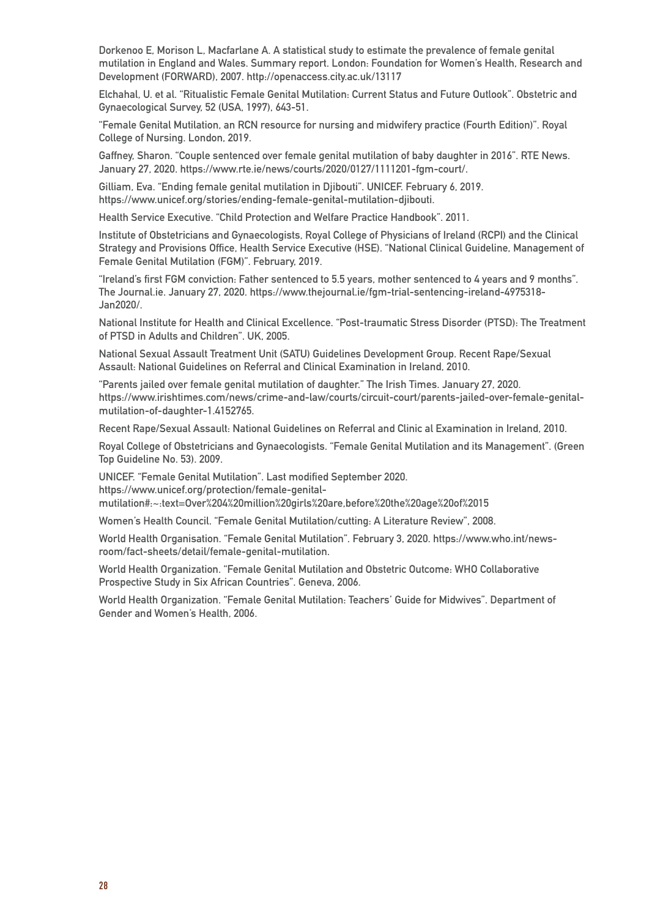Dorkenoo E, Morison L, Macfarlane A. A statistical study to estimate the prevalence of female genital mutilation in England and Wales. Summary report. London: Foundation for Women's Health, Research and Development (FORWARD), 2007. http://openaccess.city.ac.uk/13117

Elchahal, U. et al. "Ritualistic Female Genital Mutilation: Current Status and Future Outlook". Obstetric and Gynaecological Survey, 52 (USA, 1997), 643-51.

"Female Genital Mutilation, an RCN resource for nursing and midwifery practice (Fourth Edition)". Royal College of Nursing. London, 2019.

Gaffney, Sharon. "Couple sentenced over female genital mutilation of baby daughter in 2016". RTE News. January 27, 2020. https://www.rte.ie/news/courts/2020/0127/1111201-fgm-court/.

Gilliam, Eva. "Ending female genital mutilation in Djibouti". UNICEF. February 6, 2019. https://www.unicef.org/stories/ending-female-genital-mutilation-djibouti.

Health Service Executive. "Child Protection and Welfare Practice Handbook". 2011.

Institute of Obstetricians and Gynaecologists, Royal College of Physicians of Ireland (RCPI) and the Clinical Strategy and Provisions Office, Health Service Executive (HSE). "National Clinical Guideline, Management of Female Genital Mutilation (FGM)". February, 2019.

"Ireland's first FGM conviction: Father sentenced to 5.5 years, mother sentenced to 4 years and 9 months". The Journal.ie. January 27, 2020. https://www.thejournal.ie/fgm-trial-sentencing-ireland-4975318-Jan2020/.

National Institute for Health and Clinical Excellence. "Post-traumatic Stress Disorder (PTSD): The Treatment of PTSD in Adults and Children". UK, 2005.

National Sexual Assault Treatment Unit (SATU) Guidelines Development Group. Recent Rape/Sexual Assault: National Guidelines on Referral and Clinical Examination in Ireland, 2010.

"Parents jailed over female genital mutilation of daughter." The Irish Times. January 27, 2020. https://www.irishtimes.com/news/crime-and-law/courts/circuit-court/parents-jailed-over-female-genital-mutilation-of-daughter-1.4152765.

Recent Rape/Sexual Assault: National Guidelines on Referral and Clinic al Examination in Ireland, 2010.

Royal College of Obstetricians and Gynaecologists. "Female Genital Mutilation and its Management". (Green Top Guideline No. 53). 2009.

UNICEF. "Female Genital Mutilation". Last modified September 2020. https://www.unicef.org/protection/female-genital-mutilation#:~:text=Over%204%20million%20girls%20are,before%20the%20age%20of%2015

Women's Health Council. "Female Genital Mutilation/cutting: A Literature Review", 2008.

World Health Organisation. "Female Genital Mutilation". February 3, 2020. https://www.who.int/news-room/fact-sheets/detail/female-genital-mutilation.

World Health Organization. "Female Genital Mutilation and Obstetric Outcome: WHO Collaborative Prospective Study in Six African Countries". Geneva, 2006.

World Health Organization. "Female Genital Mutilation: Teachers' Guide for Midwives". Department of Gender and Women's Health, 2006.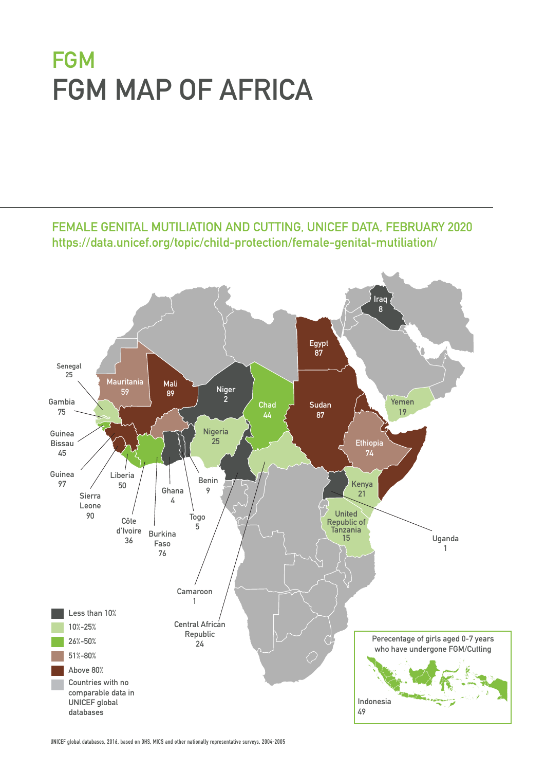# FGM

# FGM MAP OF AFRICA

## FEMALE GENITAL MUTILIATION AND CUTTING, UNICEF DATA, FEBRUARY 2020

https://data.unicef.org/topic/child-protection/female-genital-mutiliation/

Senegal 25

Mauritania 59

Mali 89

Niger 2

Chad 44

Sudan 87

Egypt 87

Iraq 8

Yemen 19

Gambia 75

Guinea Bissau 45

Guinea 97

Sierra Leone 90

Liberia 50

Côte d'Ivoire 36

Burkina Faso 76

Ghana 4

Togo 5

Benin 9

Nigeria 25

Ethiopia 74

Kenya 21

United Republic of Tanzania 15

Uganda 1

Camaroon 1

Central African Republic 24

- Less than 10%
- 10%-25%
- 26%-50%
- 51%-80%
- Above 80%
- Countries with no comparable data in UNICEF global databases

Perecentage of girls aged 0-7 years who have undergone FGM/Cutting

Indonesia 49

UNICEF global databases, 2016, based on DHS, MICS and other nationally representative surveys, 2004-2005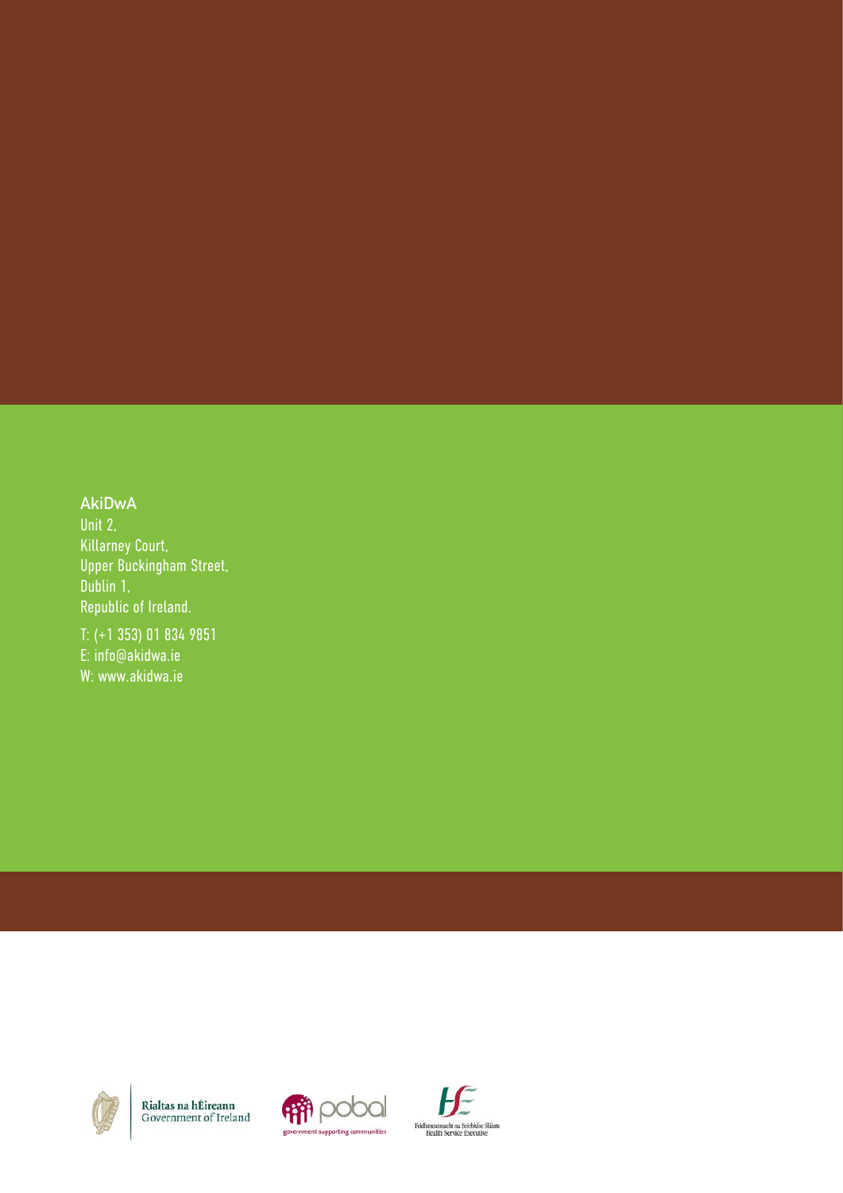**AkiDwA**

Unit 2,
Killarney Court,
Upper Buckingham Street,
Dublin 1,
Republic of Ireland.

T: (+1 353) 01 834 9851
E: info@akidwa.ie
W: www.akidwa.ie

Rialtas na hÉireann
Government of Ireland

pobal
government supporting communities

Feidhmeannacht na Seirbhíse Sláinte
Health Service Executive